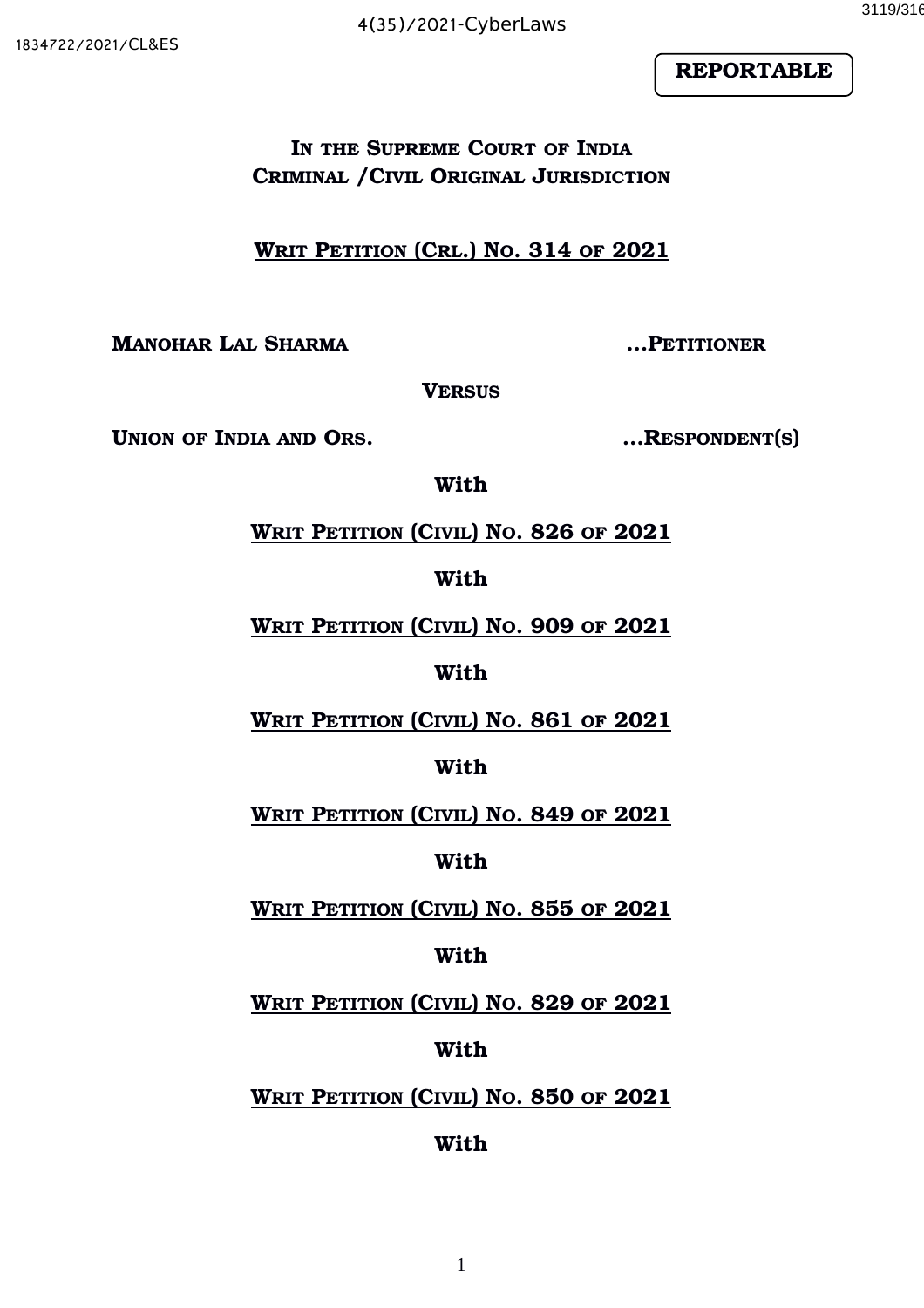4(35)/2021-CyberLaws

1834722/2021/CL&ES

**REPORTABLE**

**IN THE SUPREME COURT OF INDIA**
**CRIMINAL /CIVIL ORIGINAL JURISDICTION**

**WRIT PETITION (CRL.) NO. 314 OF 2021**

**MANOHAR LAL SHARMA** **...PETITIONER**

**VERSUS**

**UNION OF INDIA AND ORS.** **...RESPONDENT(S)**

**With**

**WRIT PETITION (CIVIL) NO. 826 OF 2021**

**With**

**WRIT PETITION (CIVIL) NO. 909 OF 2021**

**With**

**WRIT PETITION (CIVIL) NO. 861 OF 2021**

**With**

**WRIT PETITION (CIVIL) NO. 849 OF 2021**

**With**

**WRIT PETITION (CIVIL) NO. 855 OF 2021**

**With**

**WRIT PETITION (CIVIL) NO. 829 OF 2021**

**With**

**WRIT PETITION (CIVIL) NO. 850 OF 2021**

**With**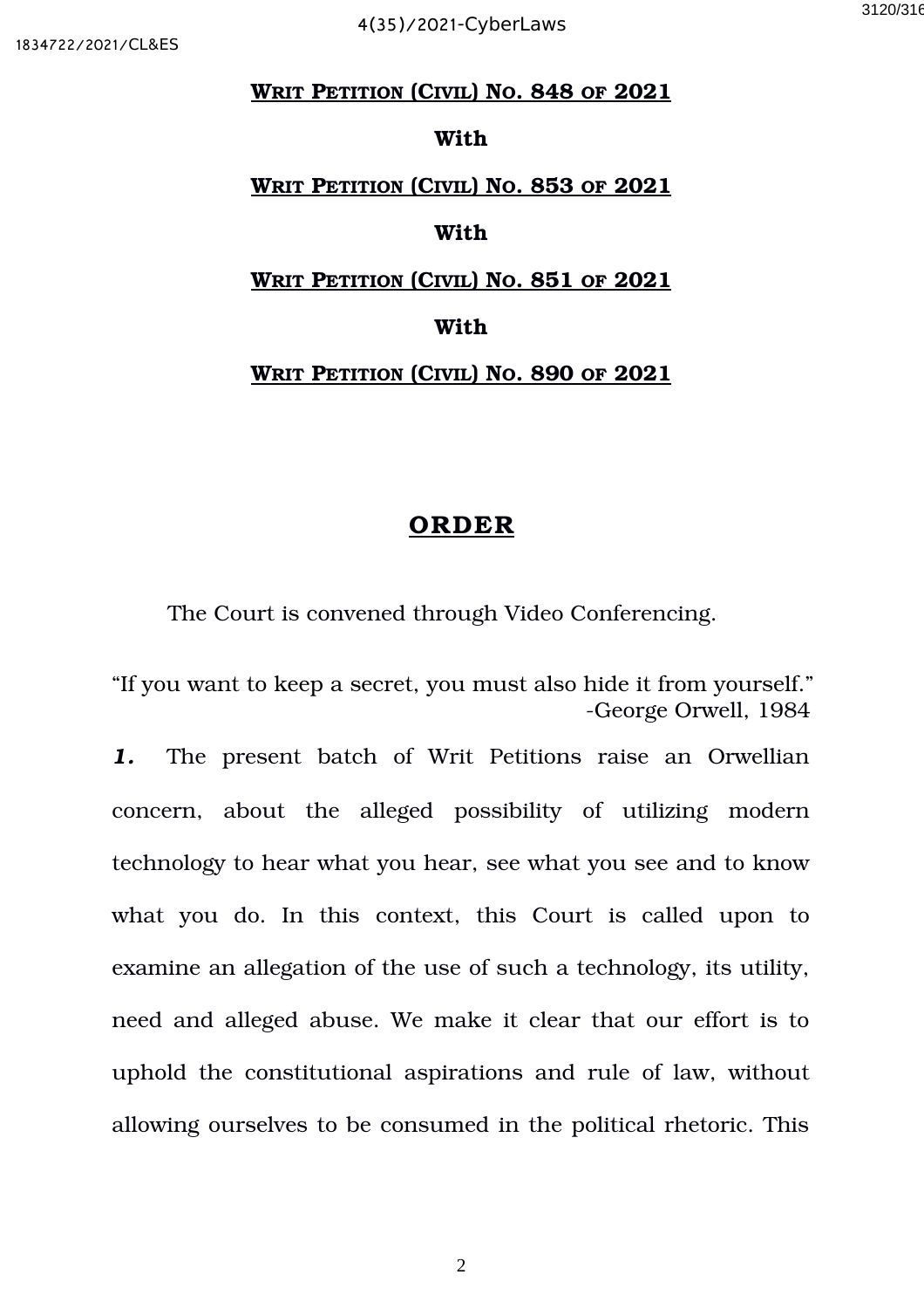**WRIT PETITION (CIVIL) NO. 848 OF 2021**

**With**

**WRIT PETITION (CIVIL) NO. 853 OF 2021**

**With**

**WRIT PETITION (CIVIL) NO. 851 OF 2021**

**With**

**WRIT PETITION (CIVIL) NO. 890 OF 2021**

## ORDER

The Court is convened through Video Conferencing.

"If you want to keep a secret, you must also hide it from yourself."
-George Orwell, 1984

***1.*** The present batch of Writ Petitions raise an Orwellian concern, about the alleged possibility of utilizing modern technology to hear what you hear, see what you see and to know what you do. In this context, this Court is called upon to examine an allegation of the use of such a technology, its utility, need and alleged abuse. We make it clear that our effort is to uphold the constitutional aspirations and rule of law, without allowing ourselves to be consumed in the political rhetoric. This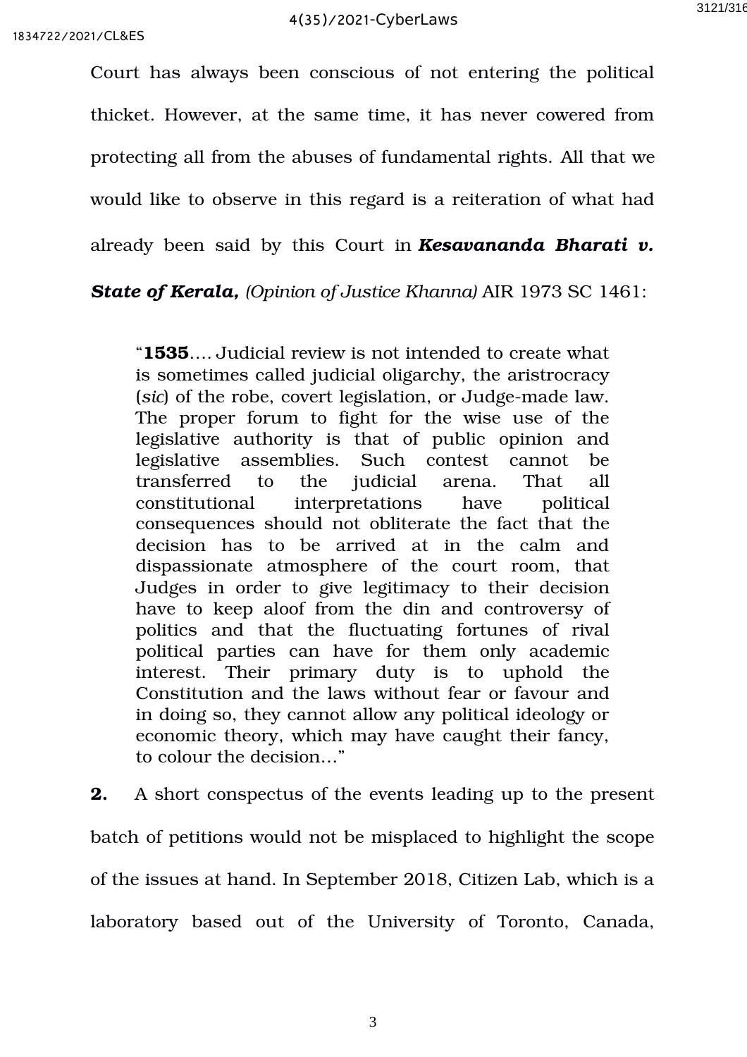Court has always been conscious of not entering the political thicket. However, at the same time, it has never cowered from protecting all from the abuses of fundamental rights. All that we would like to observe in this regard is a reiteration of what had already been said by this Court in ***Kesavananda Bharati v. State of Kerala,*** *(Opinion of Justice Khanna)* AIR 1973 SC 1461:

> "**1535**.... Judicial review is not intended to create what is sometimes called judicial oligarchy, the aristocracy (*sic*) of the robe, covert legislation, or Judge-made law. The proper forum to fight for the wise use of the legislative authority is that of public opinion and legislative assemblies. Such contest cannot be transferred to the judicial arena. That all constitutional interpretations have political consequences should not obliterate the fact that the decision has to be arrived at in the calm and dispassionate atmosphere of the court room, that Judges in order to give legitimacy to their decision have to keep aloof from the din and controversy of politics and that the fluctuating fortunes of rival political parties can have for them only academic interest. Their primary duty is to uphold the Constitution and the laws without fear or favour and in doing so, they cannot allow any political ideology or economic theory, which may have caught their fancy, to colour the decision..."

**2.** A short conspectus of the events leading up to the present batch of petitions would not be misplaced to highlight the scope of the issues at hand. In September 2018, Citizen Lab, which is a laboratory based out of the University of Toronto, Canada,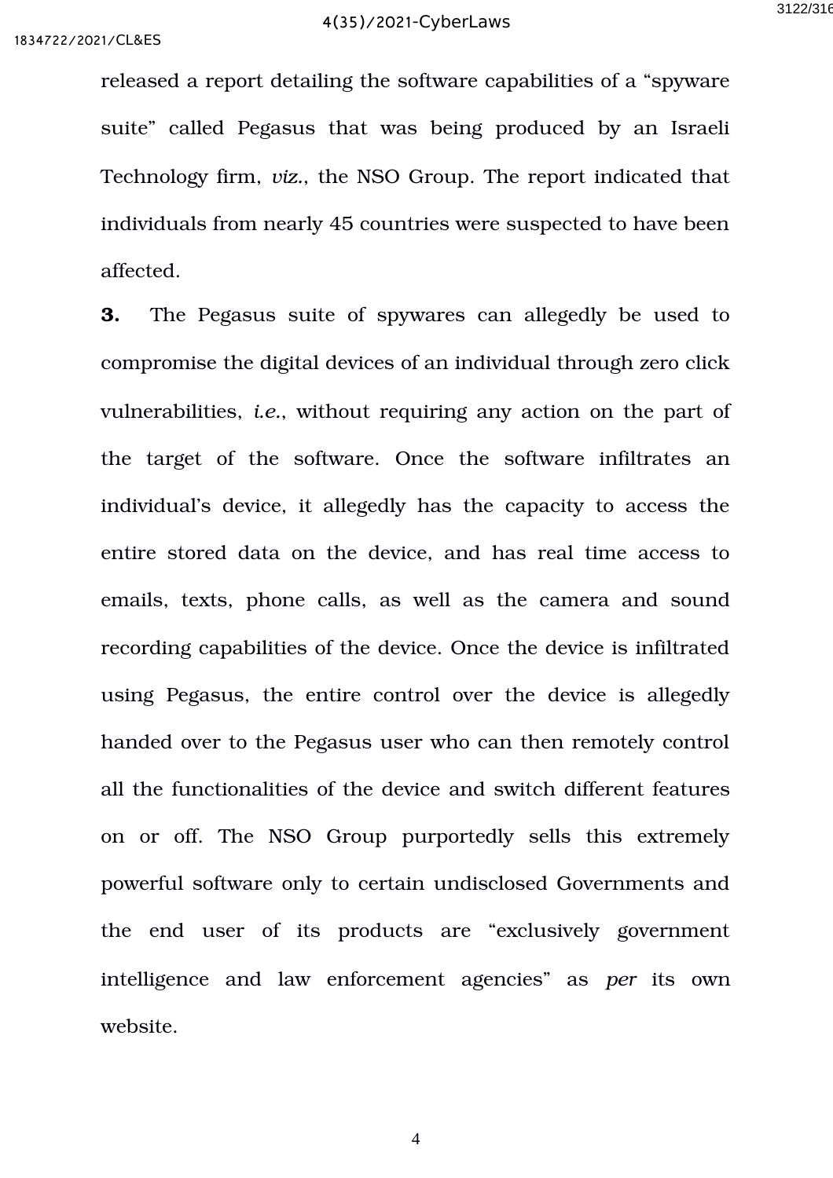released a report detailing the software capabilities of a “spyware suite” called Pegasus that was being produced by an Israeli Technology firm, *viz.*, the NSO Group. The report indicated that individuals from nearly 45 countries were suspected to have been affected.

**3.** The Pegasus suite of spywares can allegedly be used to compromise the digital devices of an individual through zero click vulnerabilities, *i.e.*, without requiring any action on the part of the target of the software. Once the software infiltrates an individual’s device, it allegedly has the capacity to access the entire stored data on the device, and has real time access to emails, texts, phone calls, as well as the camera and sound recording capabilities of the device. Once the device is infiltrated using Pegasus, the entire control over the device is allegedly handed over to the Pegasus user who can then remotely control all the functionalities of the device and switch different features on or off. The NSO Group purportedly sells this extremely powerful software only to certain undisclosed Governments and the end user of its products are “exclusively government intelligence and law enforcement agencies” as *per* its own website.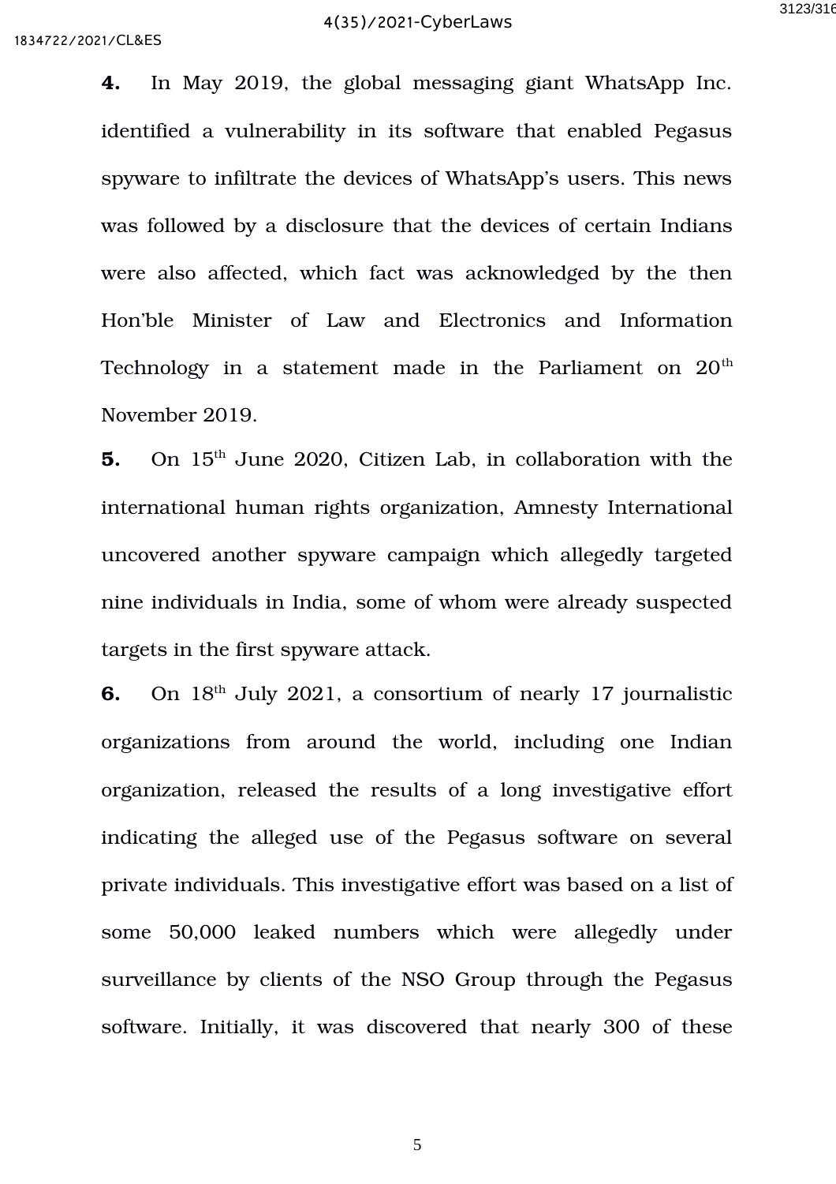**4.** In May 2019, the global messaging giant WhatsApp Inc. identified a vulnerability in its software that enabled Pegasus spyware to infiltrate the devices of WhatsApp's users. This news was followed by a disclosure that the devices of certain Indians were also affected, which fact was acknowledged by the then Hon'ble Minister of Law and Electronics and Information Technology in a statement made in the Parliament on 20th November 2019.

**5.** On 15th June 2020, Citizen Lab, in collaboration with the international human rights organization, Amnesty International uncovered another spyware campaign which allegedly targeted nine individuals in India, some of whom were already suspected targets in the first spyware attack.

**6.** On 18th July 2021, a consortium of nearly 17 journalistic organizations from around the world, including one Indian organization, released the results of a long investigative effort indicating the alleged use of the Pegasus software on several private individuals. This investigative effort was based on a list of some 50,000 leaked numbers which were allegedly under surveillance by clients of the NSO Group through the Pegasus software. Initially, it was discovered that nearly 300 of these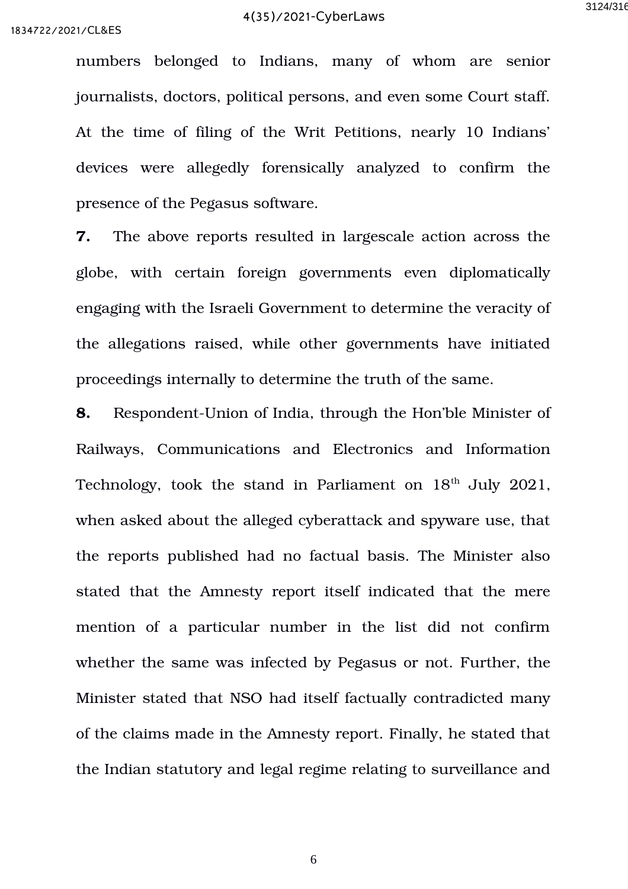numbers belonged to Indians, many of whom are senior journalists, doctors, political persons, and even some Court staff. At the time of filing of the Writ Petitions, nearly 10 Indians' devices were allegedly forensically analyzed to confirm the presence of the Pegasus software.

**7.** The above reports resulted in largescale action across the globe, with certain foreign governments even diplomatically engaging with the Israeli Government to determine the veracity of the allegations raised, while other governments have initiated proceedings internally to determine the truth of the same.

**8.** Respondent-Union of India, through the Hon'ble Minister of Railways, Communications and Electronics and Information Technology, took the stand in Parliament on 18th July 2021, when asked about the alleged cyberattack and spyware use, that the reports published had no factual basis. The Minister also stated that the Amnesty report itself indicated that the mere mention of a particular number in the list did not confirm whether the same was infected by Pegasus or not. Further, the Minister stated that NSO had itself factually contradicted many of the claims made in the Amnesty report. Finally, he stated that the Indian statutory and legal regime relating to surveillance and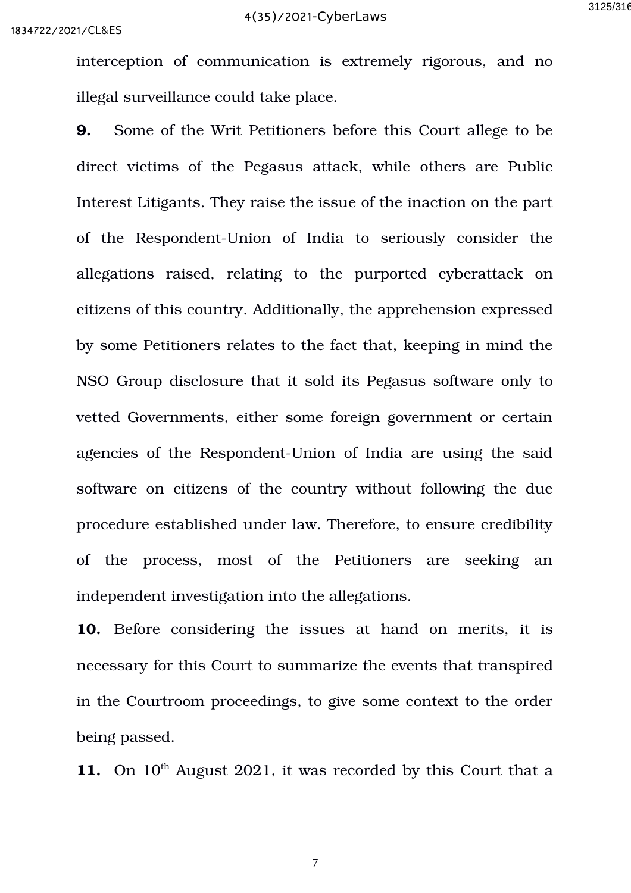interception of communication is extremely rigorous, and no illegal surveillance could take place.

**9.** Some of the Writ Petitioners before this Court allege to be direct victims of the Pegasus attack, while others are Public Interest Litigants. They raise the issue of the inaction on the part of the Respondent-Union of India to seriously consider the allegations raised, relating to the purported cyberattack on citizens of this country. Additionally, the apprehension expressed by some Petitioners relates to the fact that, keeping in mind the NSO Group disclosure that it sold its Pegasus software only to vetted Governments, either some foreign government or certain agencies of the Respondent-Union of India are using the said software on citizens of the country without following the due procedure established under law. Therefore, to ensure credibility of the process, most of the Petitioners are seeking an independent investigation into the allegations.

**10.** Before considering the issues at hand on merits, it is necessary for this Court to summarize the events that transpired in the Courtroom proceedings, to give some context to the order being passed.

**11.** On 10th August 2021, it was recorded by this Court that a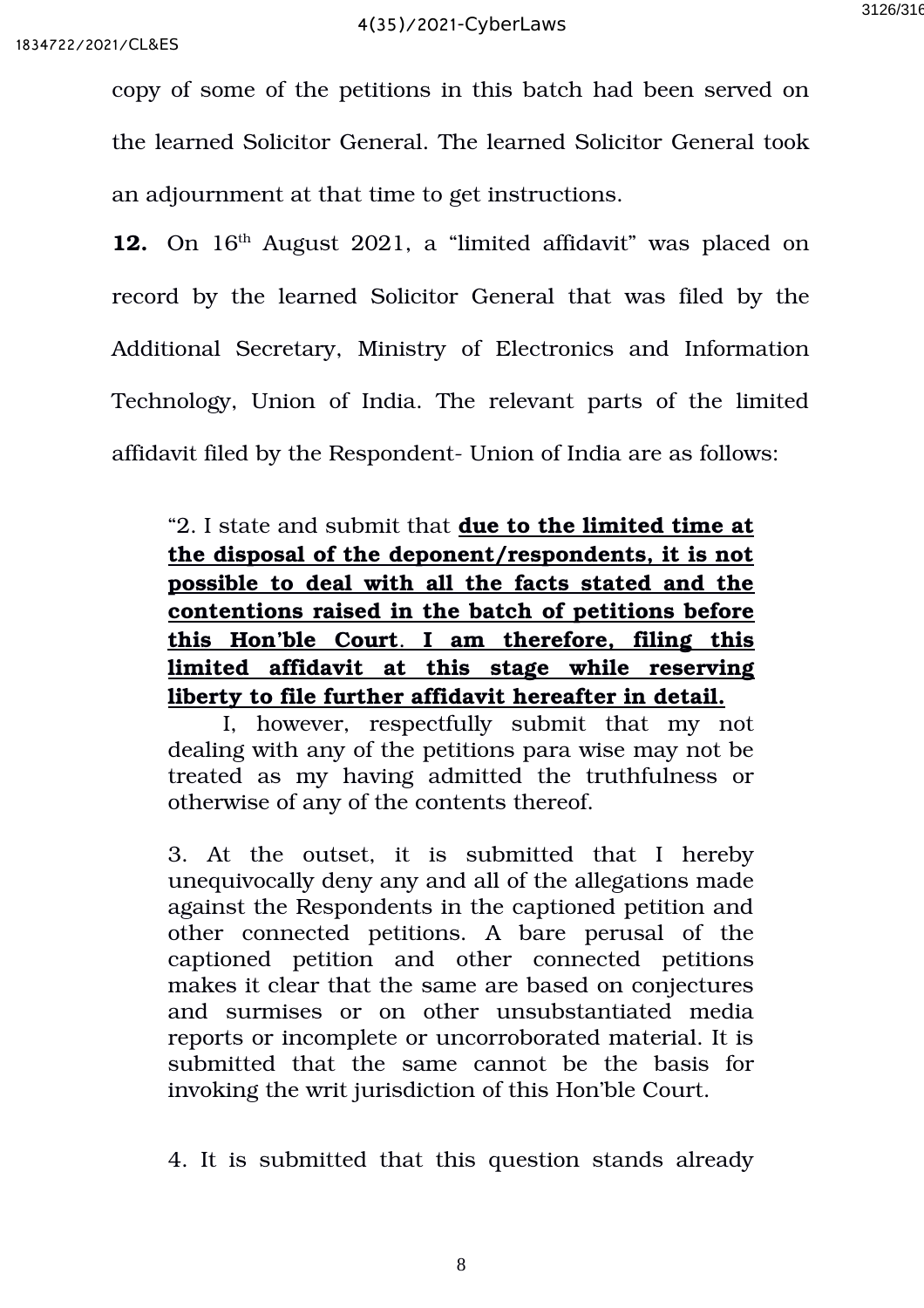copy of some of the petitions in this batch had been served on the learned Solicitor General. The learned Solicitor General took an adjournment at that time to get instructions.

**12.** On 16th August 2021, a "limited affidavit" was placed on record by the learned Solicitor General that was filed by the Additional Secretary, Ministry of Electronics and Information Technology, Union of India. The relevant parts of the limited affidavit filed by the Respondent- Union of India are as follows:

> "2. I state and submit that **due to the limited time at the disposal of the deponent/respondents, it is not possible to deal with all the facts stated and the contentions raised in the batch of petitions before this Hon'ble Court**. **I am therefore, filing this limited affidavit at this stage while reserving liberty to file further affidavit hereafter in detail.**
>
> I, however, respectfully submit that my not dealing with any of the petitions para wise may not be treated as my having admitted the truthfulness or otherwise of any of the contents thereof.
>
> 3. At the outset, it is submitted that I hereby unequivocally deny any and all of the allegations made against the Respondents in the captioned petition and other connected petitions. A bare perusal of the captioned petition and other connected petitions makes it clear that the same are based on conjectures and surmises or on other unsubstantiated media reports or incomplete or uncorroborated material. It is submitted that the same cannot be the basis for invoking the writ jurisdiction of this Hon'ble Court.
>
> 4. It is submitted that this question stands already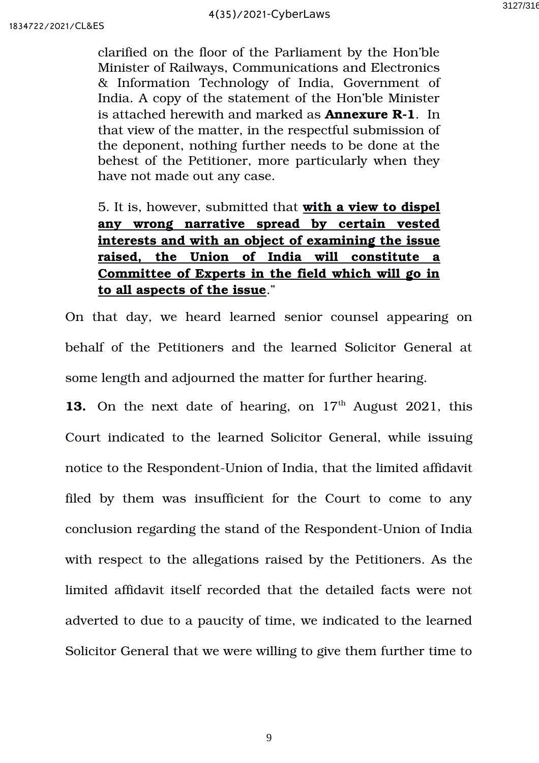> clarified on the floor of the Parliament by the Hon'ble Minister of Railways, Communications and Electronics & Information Technology of India, Government of India. A copy of the statement of the Hon'ble Minister is attached herewith and marked as **Annexure R-1**. In that view of the matter, in the respectful submission of the deponent, nothing further needs to be done at the behest of the Petitioner, more particularly when they have not made out any case.
>
> 5. It is, however, submitted that **with a view to dispel any wrong narrative spread by certain vested interests and with an object of examining the issue raised, the Union of India will constitute a Committee of Experts in the field which will go in to all aspects of the issue**."

On that day, we heard learned senior counsel appearing on behalf of the Petitioners and the learned Solicitor General at some length and adjourned the matter for further hearing.

**13.** On the next date of hearing, on 17th August 2021, this Court indicated to the learned Solicitor General, while issuing notice to the Respondent-Union of India, that the limited affidavit filed by them was insufficient for the Court to come to any conclusion regarding the stand of the Respondent-Union of India with respect to the allegations raised by the Petitioners. As the limited affidavit itself recorded that the detailed facts were not adverted to due to a paucity of time, we indicated to the learned Solicitor General that we were willing to give them further time to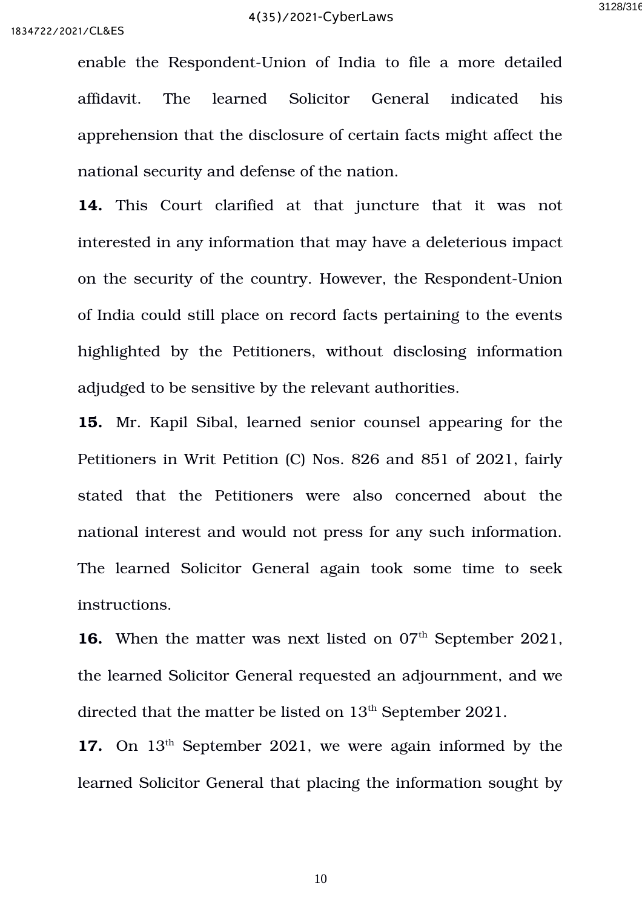enable the Respondent-Union of India to file a more detailed affidavit. The learned Solicitor General indicated his apprehension that the disclosure of certain facts might affect the national security and defense of the nation.

**14.** This Court clarified at that juncture that it was not interested in any information that may have a deleterious impact on the security of the country. However, the Respondent-Union of India could still place on record facts pertaining to the events highlighted by the Petitioners, without disclosing information adjudged to be sensitive by the relevant authorities.

**15.** Mr. Kapil Sibal, learned senior counsel appearing for the Petitioners in Writ Petition (C) Nos. 826 and 851 of 2021, fairly stated that the Petitioners were also concerned about the national interest and would not press for any such information. The learned Solicitor General again took some time to seek instructions.

**16.** When the matter was next listed on 07th September 2021, the learned Solicitor General requested an adjournment, and we directed that the matter be listed on 13th September 2021.

**17.** On 13th September 2021, we were again informed by the learned Solicitor General that placing the information sought by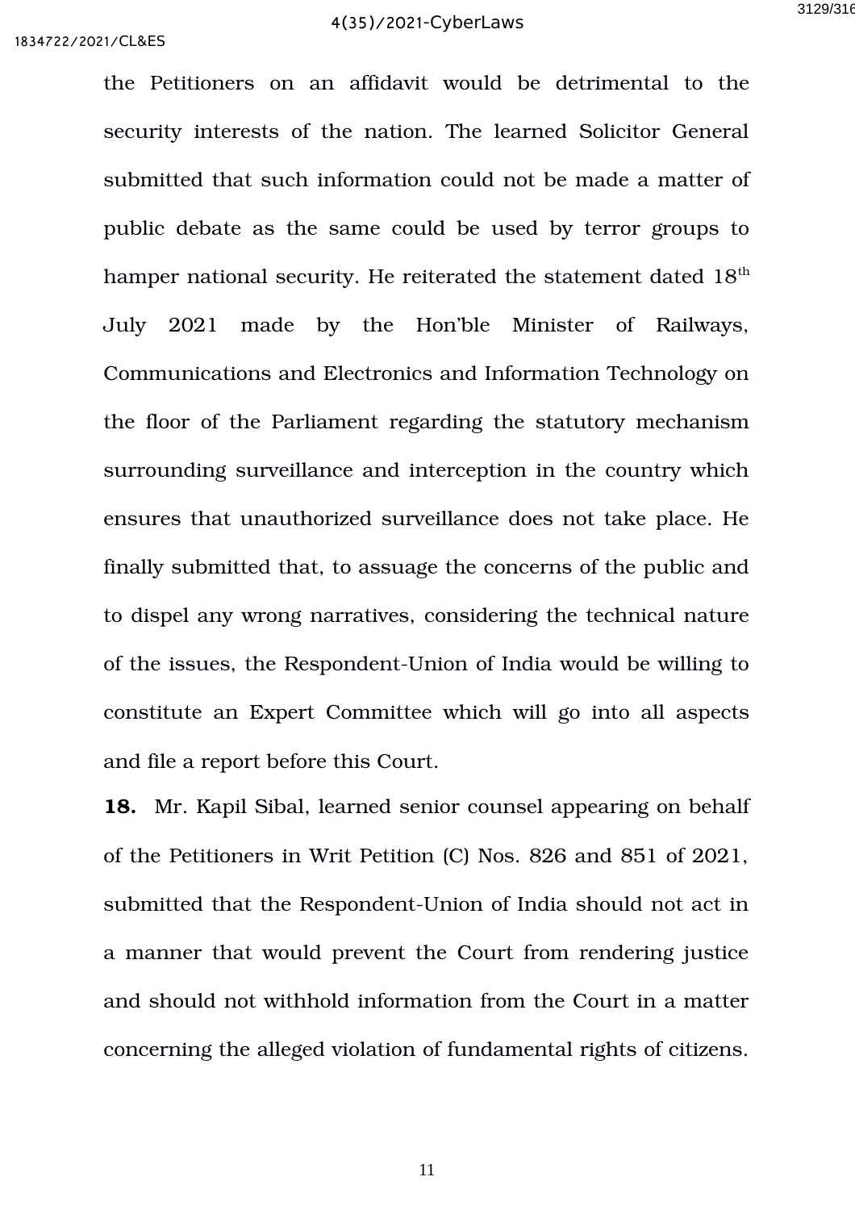the Petitioners on an affidavit would be detrimental to the security interests of the nation. The learned Solicitor General submitted that such information could not be made a matter of public debate as the same could be used by terror groups to hamper national security. He reiterated the statement dated 18th July 2021 made by the Hon'ble Minister of Railways, Communications and Electronics and Information Technology on the floor of the Parliament regarding the statutory mechanism surrounding surveillance and interception in the country which ensures that unauthorized surveillance does not take place. He finally submitted that, to assuage the concerns of the public and to dispel any wrong narratives, considering the technical nature of the issues, the Respondent-Union of India would be willing to constitute an Expert Committee which will go into all aspects and file a report before this Court.

**18.** Mr. Kapil Sibal, learned senior counsel appearing on behalf of the Petitioners in Writ Petition (C) Nos. 826 and 851 of 2021, submitted that the Respondent-Union of India should not act in a manner that would prevent the Court from rendering justice and should not withhold information from the Court in a matter concerning the alleged violation of fundamental rights of citizens.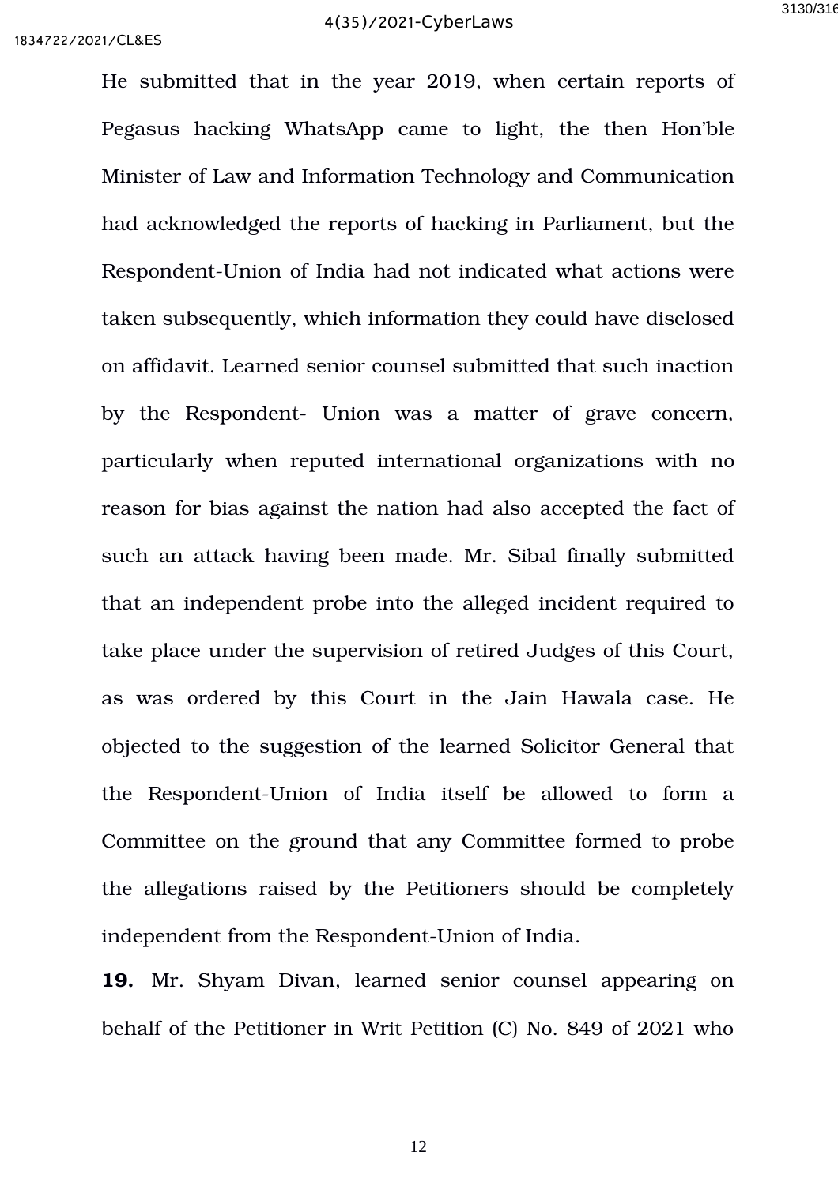He submitted that in the year 2019, when certain reports of Pegasus hacking WhatsApp came to light, the then Hon'ble Minister of Law and Information Technology and Communication had acknowledged the reports of hacking in Parliament, but the Respondent-Union of India had not indicated what actions were taken subsequently, which information they could have disclosed on affidavit. Learned senior counsel submitted that such inaction by the Respondent- Union was a matter of grave concern, particularly when reputed international organizations with no reason for bias against the nation had also accepted the fact of such an attack having been made. Mr. Sibal finally submitted that an independent probe into the alleged incident required to take place under the supervision of retired Judges of this Court, as was ordered by this Court in the Jain Hawala case. He objected to the suggestion of the learned Solicitor General that the Respondent-Union of India itself be allowed to form a Committee on the ground that any Committee formed to probe the allegations raised by the Petitioners should be completely independent from the Respondent-Union of India.

**19.** Mr. Shyam Divan, learned senior counsel appearing on behalf of the Petitioner in Writ Petition (C) No. 849 of 2021 who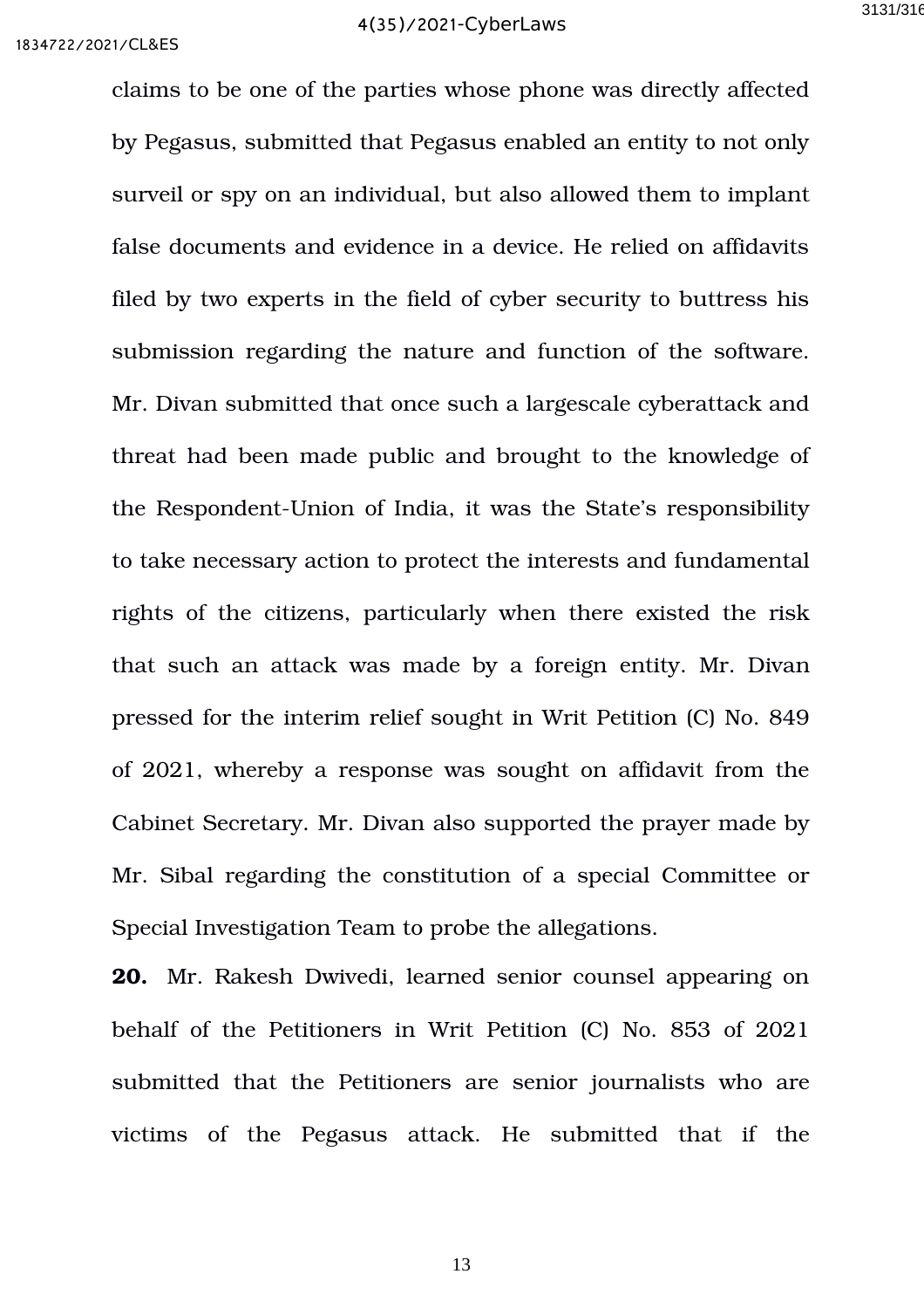claims to be one of the parties whose phone was directly affected by Pegasus, submitted that Pegasus enabled an entity to not only surveil or spy on an individual, but also allowed them to implant false documents and evidence in a device. He relied on affidavits filed by two experts in the field of cyber security to buttress his submission regarding the nature and function of the software. Mr. Divan submitted that once such a largescale cyberattack and threat had been made public and brought to the knowledge of the Respondent-Union of India, it was the State's responsibility to take necessary action to protect the interests and fundamental rights of the citizens, particularly when there existed the risk that such an attack was made by a foreign entity. Mr. Divan pressed for the interim relief sought in Writ Petition (C) No. 849 of 2021, whereby a response was sought on affidavit from the Cabinet Secretary. Mr. Divan also supported the prayer made by Mr. Sibal regarding the constitution of a special Committee or Special Investigation Team to probe the allegations.

**20.** Mr. Rakesh Dwivedi, learned senior counsel appearing on behalf of the Petitioners in Writ Petition (C) No. 853 of 2021 submitted that the Petitioners are senior journalists who are victims of the Pegasus attack. He submitted that if the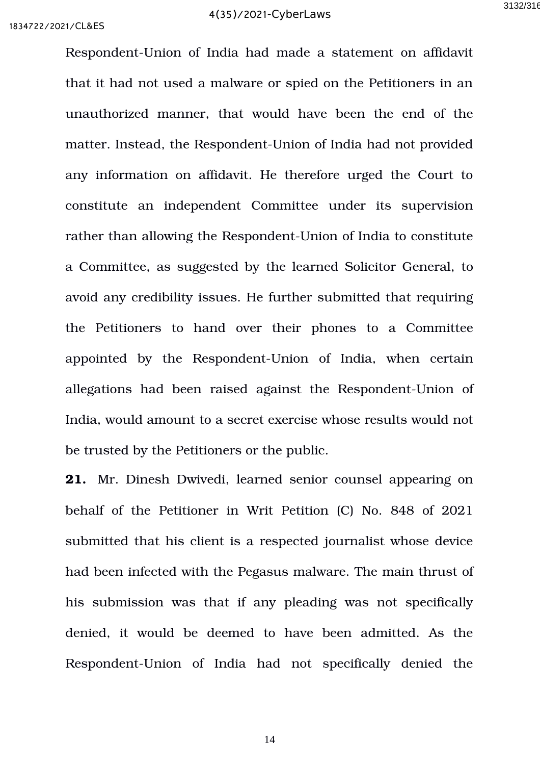Respondent-Union of India had made a statement on affidavit that it had not used a malware or spied on the Petitioners in an unauthorized manner, that would have been the end of the matter. Instead, the Respondent-Union of India had not provided any information on affidavit. He therefore urged the Court to constitute an independent Committee under its supervision rather than allowing the Respondent-Union of India to constitute a Committee, as suggested by the learned Solicitor General, to avoid any credibility issues. He further submitted that requiring the Petitioners to hand over their phones to a Committee appointed by the Respondent-Union of India, when certain allegations had been raised against the Respondent-Union of India, would amount to a secret exercise whose results would not be trusted by the Petitioners or the public.

**21.** Mr. Dinesh Dwivedi, learned senior counsel appearing on behalf of the Petitioner in Writ Petition (C) No. 848 of 2021 submitted that his client is a respected journalist whose device had been infected with the Pegasus malware. The main thrust of his submission was that if any pleading was not specifically denied, it would be deemed to have been admitted. As the Respondent-Union of India had not specifically denied the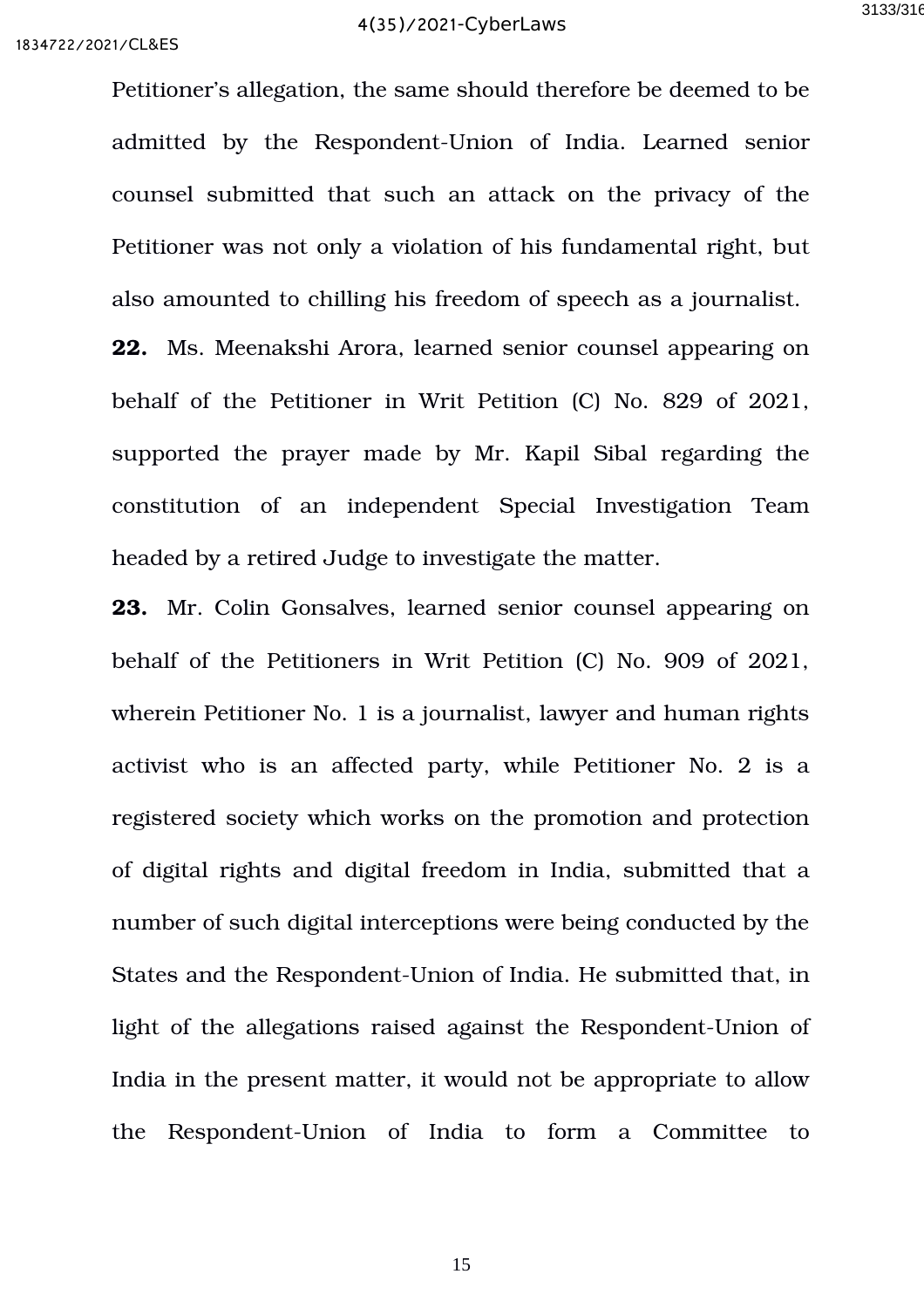Petitioner's allegation, the same should therefore be deemed to be admitted by the Respondent-Union of India. Learned senior counsel submitted that such an attack on the privacy of the Petitioner was not only a violation of his fundamental right, but also amounted to chilling his freedom of speech as a journalist.

**22.** Ms. Meenakshi Arora, learned senior counsel appearing on behalf of the Petitioner in Writ Petition (C) No. 829 of 2021, supported the prayer made by Mr. Kapil Sibal regarding the constitution of an independent Special Investigation Team headed by a retired Judge to investigate the matter.

**23.** Mr. Colin Gonsalves, learned senior counsel appearing on behalf of the Petitioners in Writ Petition (C) No. 909 of 2021, wherein Petitioner No. 1 is a journalist, lawyer and human rights activist who is an affected party, while Petitioner No. 2 is a registered society which works on the promotion and protection of digital rights and digital freedom in India, submitted that a number of such digital interceptions were being conducted by the States and the Respondent-Union of India. He submitted that, in light of the allegations raised against the Respondent-Union of India in the present matter, it would not be appropriate to allow the Respondent-Union of India to form a Committee to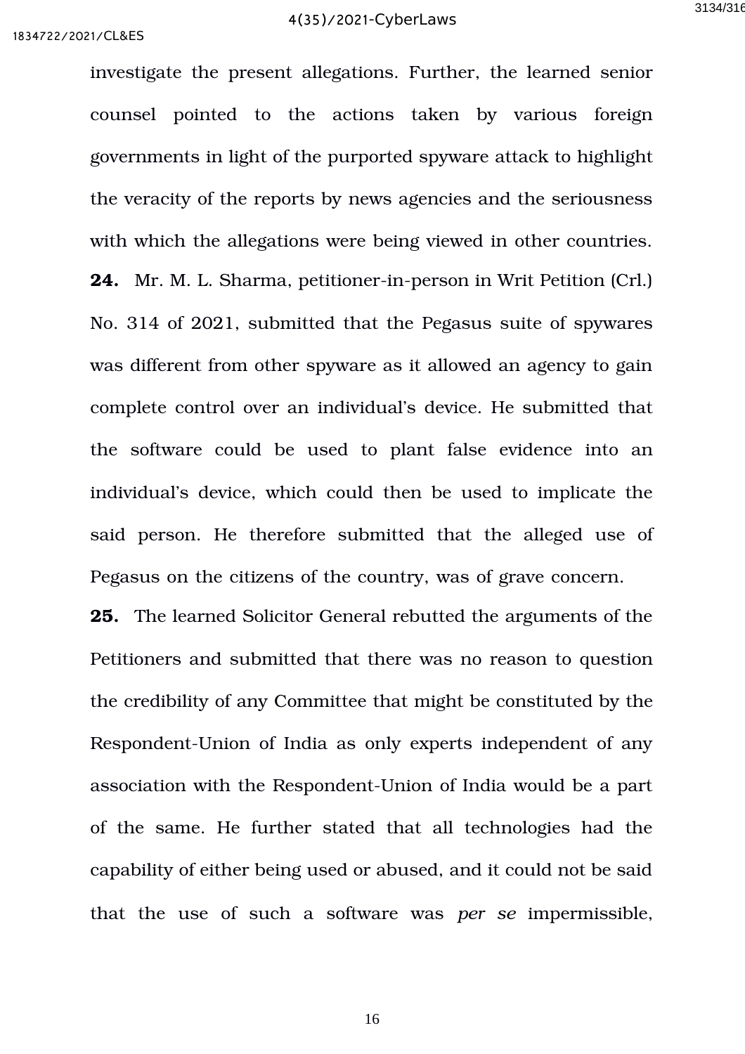investigate the present allegations. Further, the learned senior counsel pointed to the actions taken by various foreign governments in light of the purported spyware attack to highlight the veracity of the reports by news agencies and the seriousness with which the allegations were being viewed in other countries.

**24.** Mr. M. L. Sharma, petitioner-in-person in Writ Petition (Crl.) No. 314 of 2021, submitted that the Pegasus suite of spywares was different from other spyware as it allowed an agency to gain complete control over an individual's device. He submitted that the software could be used to plant false evidence into an individual's device, which could then be used to implicate the said person. He therefore submitted that the alleged use of Pegasus on the citizens of the country, was of grave concern.

**25.** The learned Solicitor General rebutted the arguments of the Petitioners and submitted that there was no reason to question the credibility of any Committee that might be constituted by the Respondent-Union of India as only experts independent of any association with the Respondent-Union of India would be a part of the same. He further stated that all technologies had the capability of either being used or abused, and it could not be said that the use of such a software was *per se* impermissible,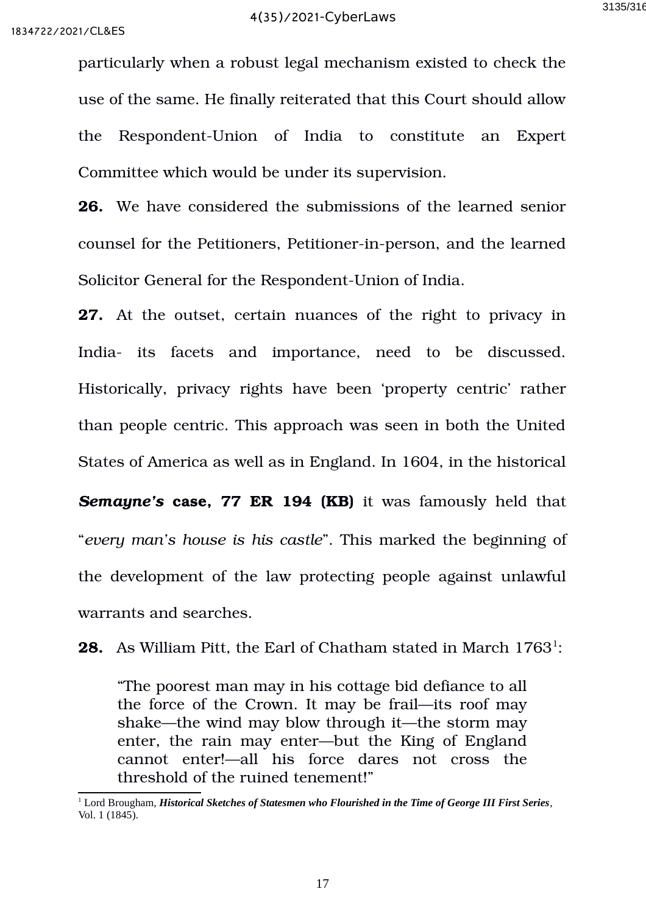particularly when a robust legal mechanism existed to check the use of the same. He finally reiterated that this Court should allow the Respondent-Union of India to constitute an Expert Committee which would be under its supervision.

**26.** We have considered the submissions of the learned senior counsel for the Petitioners, Petitioner-in-person, and the learned Solicitor General for the Respondent-Union of India.

**27.** At the outset, certain nuances of the right to privacy in India- its facets and importance, need to be discussed. Historically, privacy rights have been 'property centric' rather than people centric. This approach was seen in both the United States of America as well as in England. In 1604, in the historical ***Semayne's*** **case, 77 ER 194 (KB)** it was famously held that "*every man's house is his castle*". This marked the beginning of the development of the law protecting people against unlawful warrants and searches.

**28.** As William Pitt, the Earl of Chatham stated in March 1763[1]:

> "The poorest man may in his cottage bid defiance to all the force of the Crown. It may be frail—its roof may shake—the wind may blow through it—the storm may enter, the rain may enter—but the King of England cannot enter!—all his force dares not cross the threshold of the ruined tenement!"

---

[1] Lord Brougham, ***Historical Sketches of Statesmen who Flourished in the Time of George III First Series***, Vol. 1 (1845).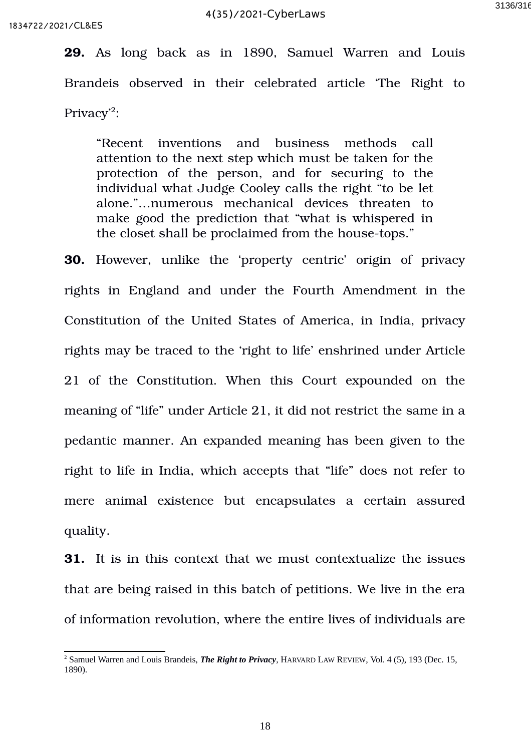**29.** As long back as in 1890, Samuel Warren and Louis Brandeis observed in their celebrated article 'The Right to Privacy'[2]:

> "Recent inventions and business methods call attention to the next step which must be taken for the protection of the person, and for securing to the individual what Judge Cooley calls the right "to be let alone."…numerous mechanical devices threaten to make good the prediction that "what is whispered in the closet shall be proclaimed from the house-tops."

**30.** However, unlike the 'property centric' origin of privacy rights in England and under the Fourth Amendment in the Constitution of the United States of America, in India, privacy rights may be traced to the 'right to life' enshrined under Article 21 of the Constitution. When this Court expounded on the meaning of "life" under Article 21, it did not restrict the same in a pedantic manner. An expanded meaning has been given to the right to life in India, which accepts that "life" does not refer to mere animal existence but encapsulates a certain assured quality.

**31.** It is in this context that we must contextualize the issues that are being raised in this batch of petitions. We live in the era of information revolution, where the entire lives of individuals are

---

[2] Samuel Warren and Louis Brandeis, ***The Right to Privacy***, HARVARD LAW REVIEW, Vol. 4 (5), 193 (Dec. 15, 1890).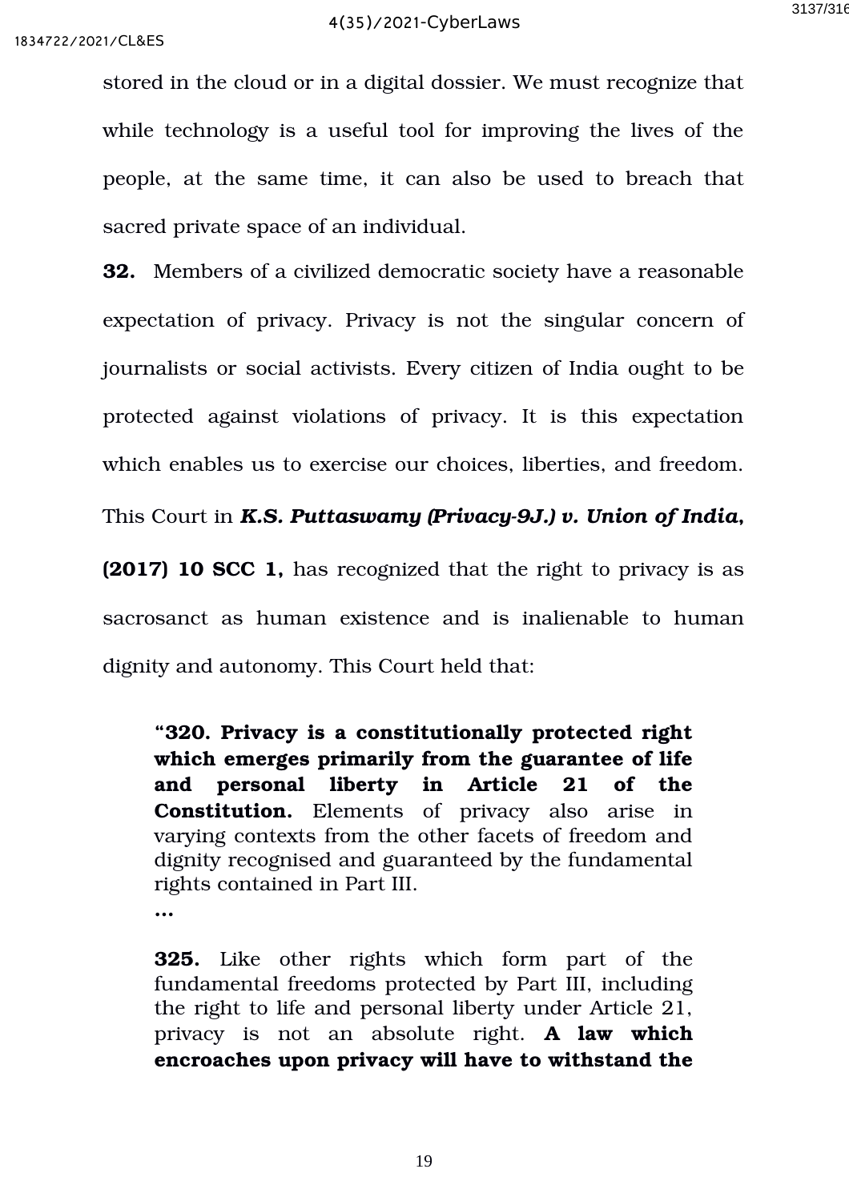stored in the cloud or in a digital dossier. We must recognize that while technology is a useful tool for improving the lives of the people, at the same time, it can also be used to breach that sacred private space of an individual.

**32.** Members of a civilized democratic society have a reasonable expectation of privacy. Privacy is not the singular concern of journalists or social activists. Every citizen of India ought to be protected against violations of privacy. It is this expectation which enables us to exercise our choices, liberties, and freedom. This Court in ***K.S. Puttaswamy (Privacy-9J.) v. Union of India*****, (2017) 10 SCC 1,** has recognized that the right to privacy is as sacrosanct as human existence and is inalienable to human dignity and autonomy. This Court held that:

> "**320. Privacy is a constitutionally protected right which emerges primarily from the guarantee of life and personal liberty in Article 21 of the Constitution.** Elements of privacy also arise in varying contexts from the other facets of freedom and dignity recognised and guaranteed by the fundamental rights contained in Part III.
>
> …
>
> **325.** Like other rights which form part of the fundamental freedoms protected by Part III, including the right to life and personal liberty under Article 21, privacy is not an absolute right. **A law which encroaches upon privacy will have to withstand the**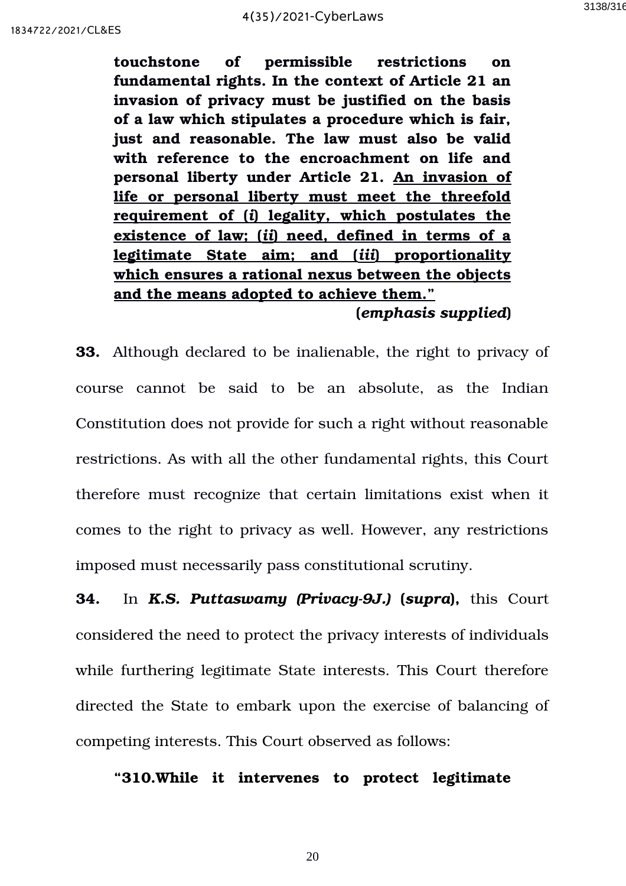> **touchstone of permissible restrictions on fundamental rights. In the context of Article 21 an invasion of privacy must be justified on the basis of a law which stipulates a procedure which is fair, just and reasonable. The law must also be valid with reference to the encroachment on life and personal liberty under Article 21. <u>An invasion of life or personal liberty must meet the threefold requirement of (*i*) legality, which postulates the existence of law; (*ii*) need, defined in terms of a legitimate State aim; and (*iii*) proportionality which ensures a rational nexus between the objects and the means adopted to achieve them."</u>**
>
> **(*emphasis supplied*)**

**33.** Although declared to be inalienable, the right to privacy of course cannot be said to be an absolute, as the Indian Constitution does not provide for such a right without reasonable restrictions. As with all the other fundamental rights, this Court therefore must recognize that certain limitations exist when it comes to the right to privacy as well. However, any restrictions imposed must necessarily pass constitutional scrutiny.

**34.** In ***K.S. Puttaswamy (Privacy-9J.)* (*supra*),** this Court considered the need to protect the privacy interests of individuals while furthering legitimate State interests. This Court therefore directed the State to embark upon the exercise of balancing of competing interests. This Court observed as follows:

> **"310.While it intervenes to protect legitimate**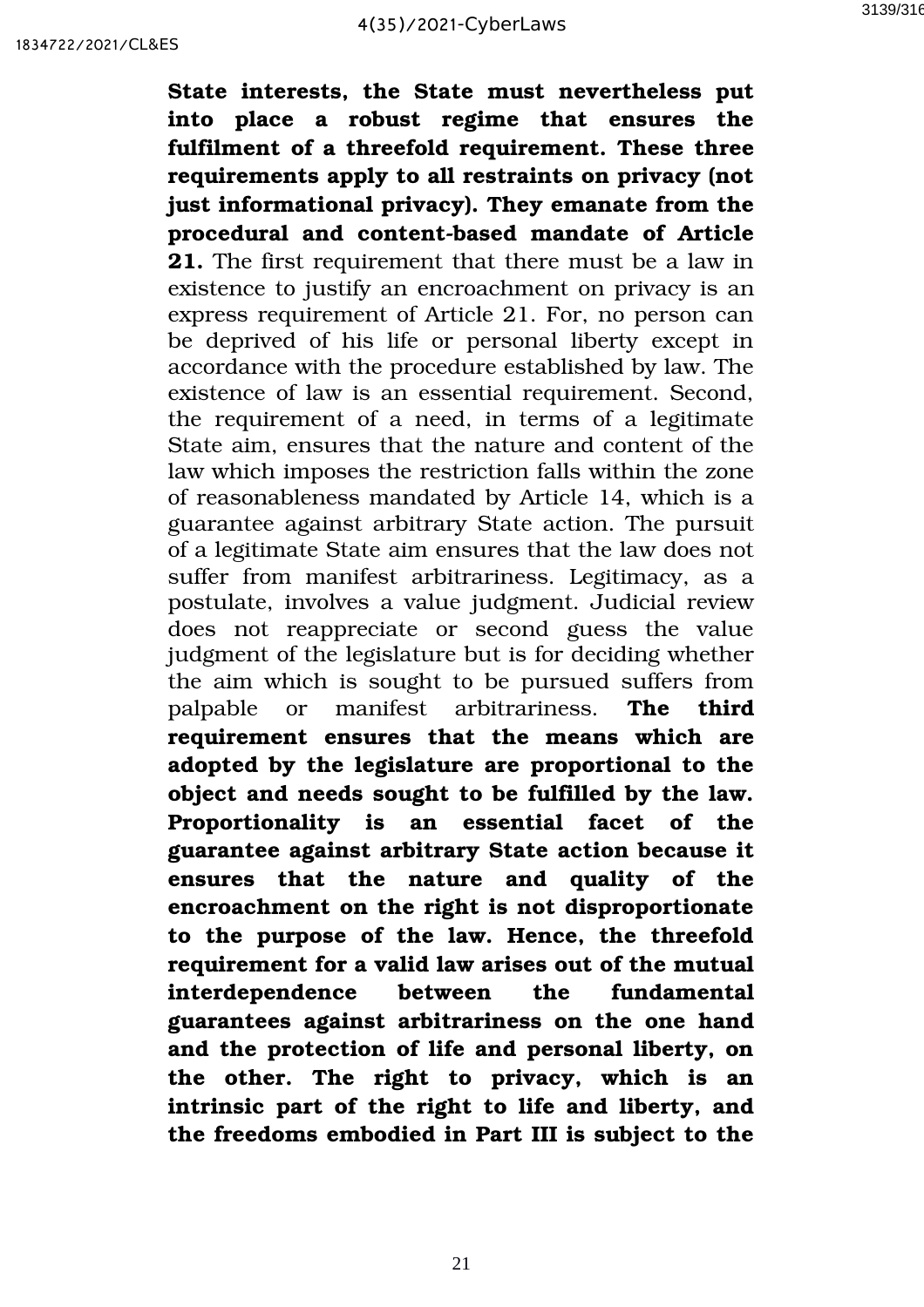**State interests, the State must nevertheless put into place a robust regime that ensures the fulfilment of a threefold requirement. These three requirements apply to all restraints on privacy (not just informational privacy). They emanate from the procedural and content-based mandate of Article 21.** The first requirement that there must be a law in existence to justify an encroachment on privacy is an express requirement of Article 21. For, no person can be deprived of his life or personal liberty except in accordance with the procedure established by law. The existence of law is an essential requirement. Second, the requirement of a need, in terms of a legitimate State aim, ensures that the nature and content of the law which imposes the restriction falls within the zone of reasonableness mandated by Article 14, which is a guarantee against arbitrary State action. The pursuit of a legitimate State aim ensures that the law does not suffer from manifest arbitrariness. Legitimacy, as a postulate, involves a value judgment. Judicial review does not reappreciate or second guess the value judgment of the legislature but is for deciding whether the aim which is sought to be pursued suffers from palpable or manifest arbitrariness. **The third requirement ensures that the means which are adopted by the legislature are proportional to the object and needs sought to be fulfilled by the law. Proportionality is an essential facet of the guarantee against arbitrary State action because it ensures that the nature and quality of the encroachment on the right is not disproportionate to the purpose of the law. Hence, the threefold requirement for a valid law arises out of the mutual interdependence between the fundamental guarantees against arbitrariness on the one hand and the protection of life and personal liberty, on the other. The right to privacy, which is an intrinsic part of the right to life and liberty, and the freedoms embodied in Part III is subject to the**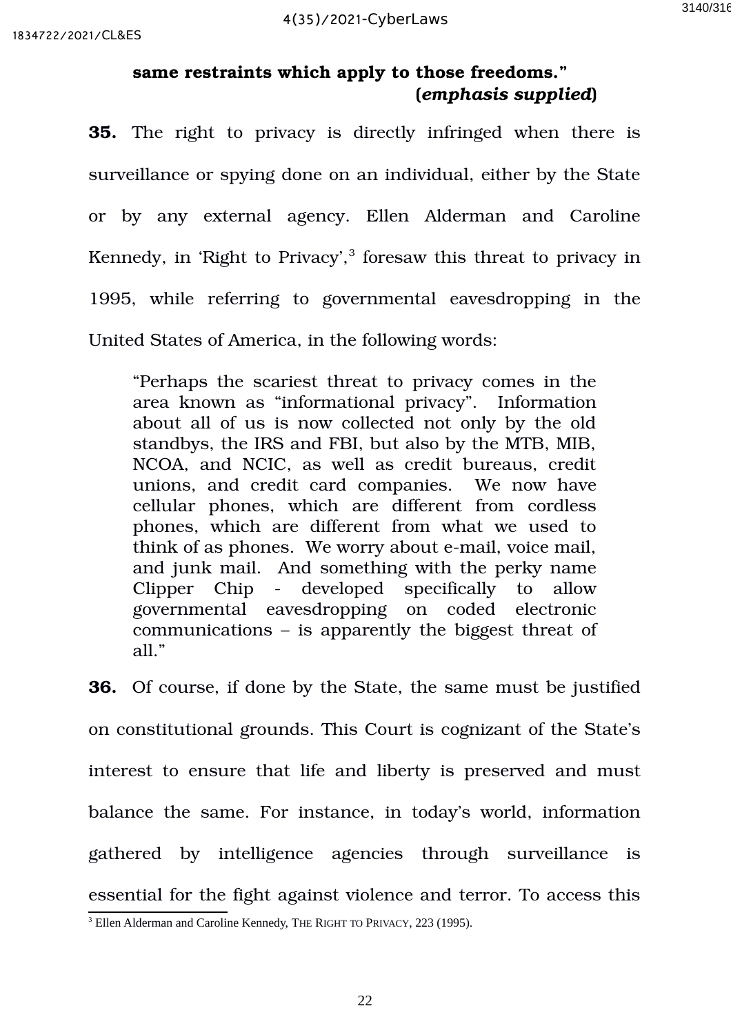**same restraints which apply to those freedoms."** **(*emphasis supplied*)**

**35.** The right to privacy is directly infringed when there is surveillance or spying done on an individual, either by the State or by any external agency. Ellen Alderman and Caroline Kennedy, in 'Right to Privacy',[3] foresaw this threat to privacy in 1995, while referring to governmental eavesdropping in the United States of America, in the following words:

> "Perhaps the scariest threat to privacy comes in the area known as "informational privacy". Information about all of us is now collected not only by the old standbys, the IRS and FBI, but also by the MTB, MIB, NCOA, and NCIC, as well as credit bureaus, credit unions, and credit card companies. We now have cellular phones, which are different from cordless phones, which are different from what we used to think of as phones. We worry about e-mail, voice mail, and junk mail. And something with the perky name Clipper Chip - developed specifically to allow governmental eavesdropping on coded electronic communications – is apparently the biggest threat of all."

**36.** Of course, if done by the State, the same must be justified on constitutional grounds. This Court is cognizant of the State's interest to ensure that life and liberty is preserved and must balance the same. For instance, in today's world, information gathered by intelligence agencies through surveillance is essential for the fight against violence and terror. To access this

[3] Ellen Alderman and Caroline Kennedy, THE RIGHT TO PRIVACY, 223 (1995).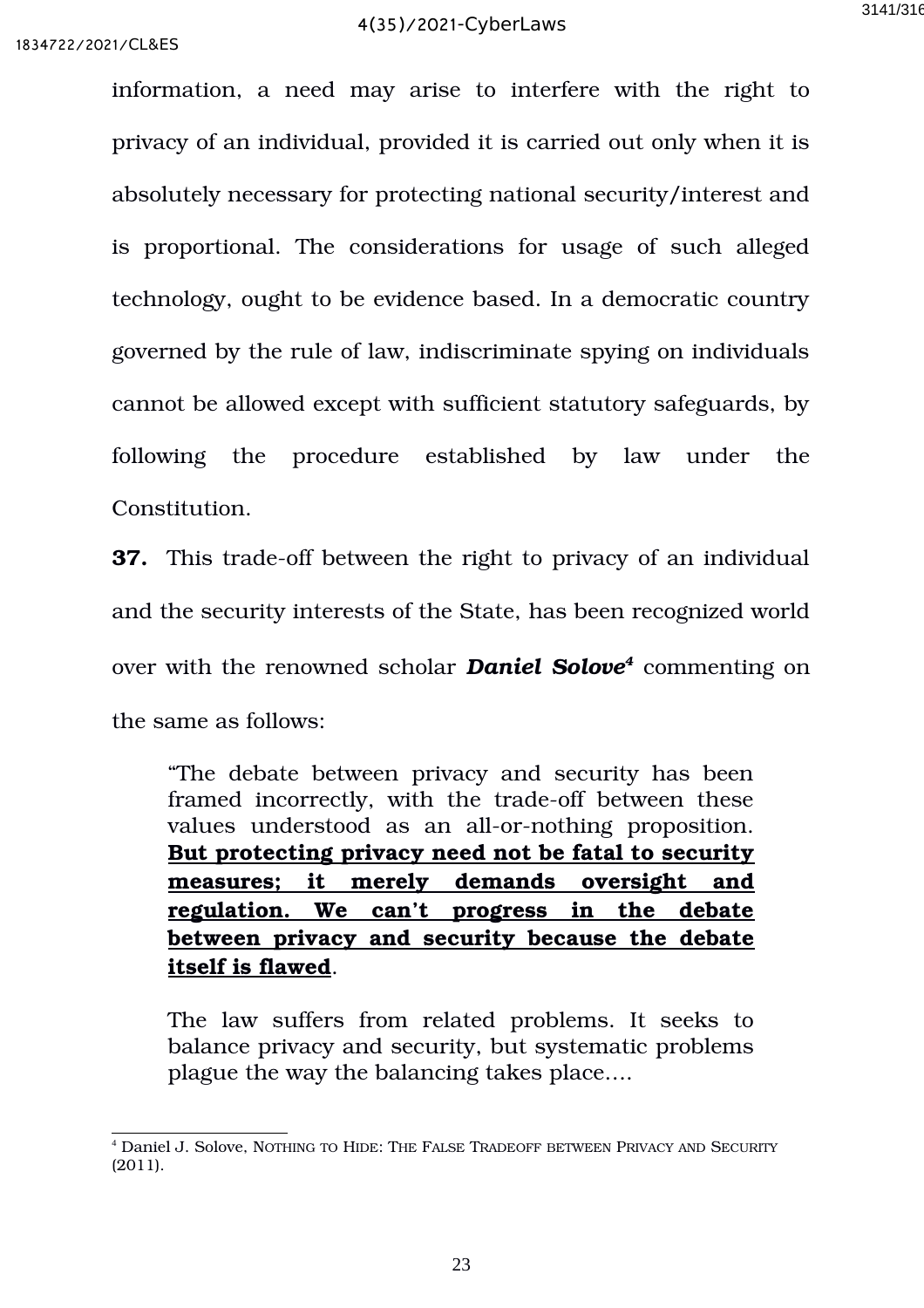information, a need may arise to interfere with the right to privacy of an individual, provided it is carried out only when it is absolutely necessary for protecting national security/interest and is proportional. The considerations for usage of such alleged technology, ought to be evidence based. In a democratic country governed by the rule of law, indiscriminate spying on individuals cannot be allowed except with sufficient statutory safeguards, by following the procedure established by law under the Constitution.

**37.** This trade-off between the right to privacy of an individual and the security interests of the State, has been recognized world over with the renowned scholar ***Daniel Solove***[4] commenting on the same as follows:

> "The debate between privacy and security has been framed incorrectly, with the trade-off between these values understood as an all-or-nothing proposition. **<u>But protecting privacy need not be fatal to security measures; it merely demands oversight and regulation. We can't progress in the debate between privacy and security because the debate itself is flawed</u>**.
>
> The law suffers from related problems. It seeks to balance privacy and security, but systematic problems plague the way the balancing takes place....

---

[4] Daniel J. Solove, NOTHING TO HIDE: THE FALSE TRADEOFF BETWEEN PRIVACY AND SECURITY (2011).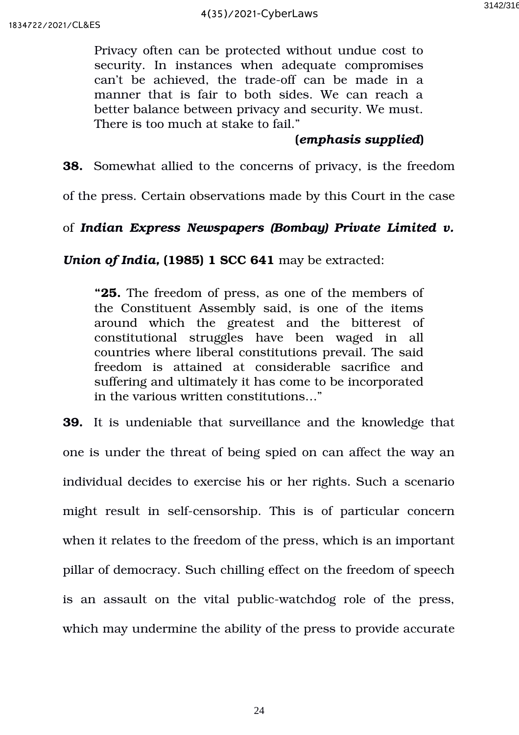> Privacy often can be protected without undue cost to security. In instances when adequate compromises can't be achieved, the trade-off can be made in a manner that is fair to both sides. We can reach a better balance between privacy and security. We must. There is too much at stake to fail."
>
> **(*emphasis supplied*)**

**38.** Somewhat allied to the concerns of privacy, is the freedom of the press. Certain observations made by this Court in the case of ***Indian Express Newspapers (Bombay) Private Limited v. Union of India,*** **(1985) 1 SCC 641** may be extracted:

> "**25.** The freedom of press, as one of the members of the Constituent Assembly said, is one of the items around which the greatest and the bitterest of constitutional struggles have been waged in all countries where liberal constitutions prevail. The said freedom is attained at considerable sacrifice and suffering and ultimately it has come to be incorporated in the various written constitutions..."

**39.** It is undeniable that surveillance and the knowledge that one is under the threat of being spied on can affect the way an individual decides to exercise his or her rights. Such a scenario might result in self-censorship. This is of particular concern when it relates to the freedom of the press, which is an important pillar of democracy. Such chilling effect on the freedom of speech is an assault on the vital public-watchdog role of the press, which may undermine the ability of the press to provide accurate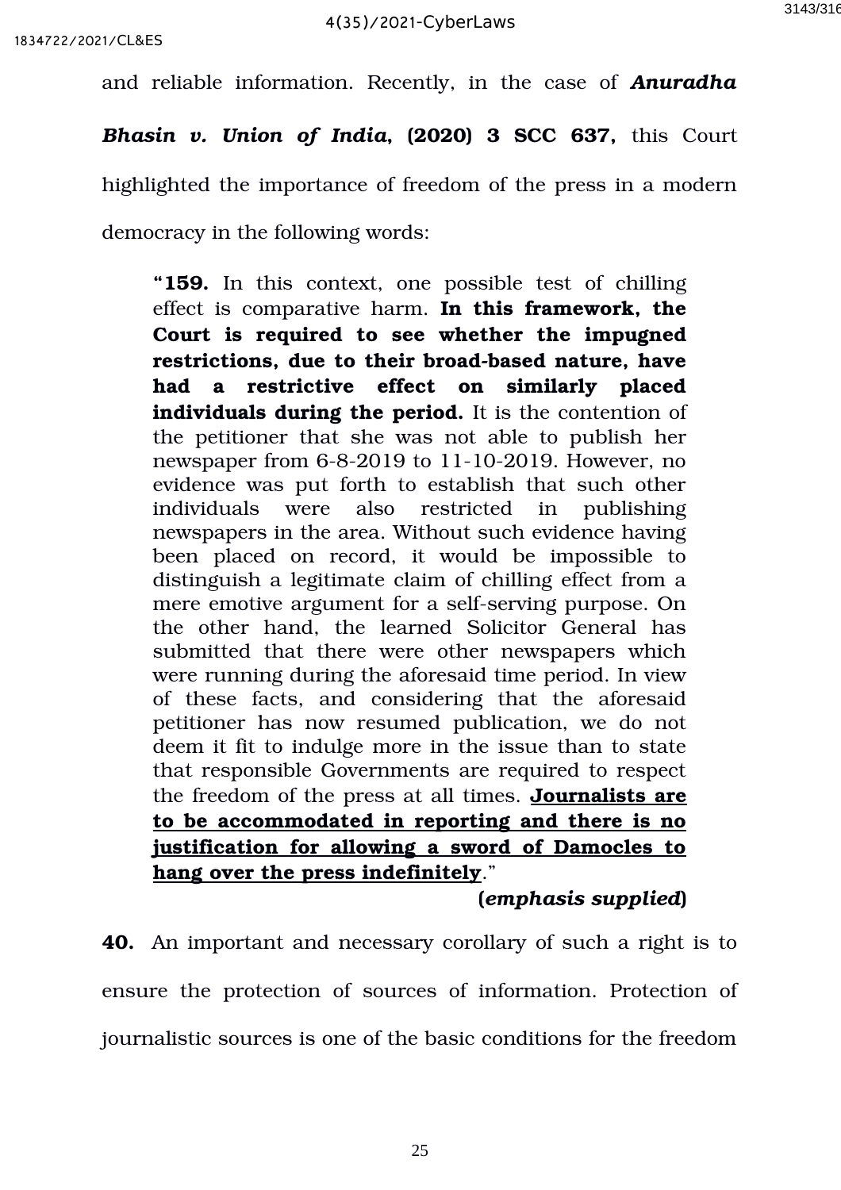and reliable information. Recently, in the case of ***Anuradha Bhasin v. Union of India*, (2020) 3 SCC 637,** this Court highlighted the importance of freedom of the press in a modern democracy in the following words:

> "**159.** In this context, one possible test of chilling effect is comparative harm. **In this framework, the Court is required to see whether the impugned restrictions, due to their broad-based nature, have had a restrictive effect on similarly placed individuals during the period.** It is the contention of the petitioner that she was not able to publish her newspaper from 6-8-2019 to 11-10-2019. However, no evidence was put forth to establish that such other individuals were also restricted in publishing newspapers in the area. Without such evidence having been placed on record, it would be impossible to distinguish a legitimate claim of chilling effect from a mere emotive argument for a self-serving purpose. On the other hand, the learned Solicitor General has submitted that there were other newspapers which were running during the aforesaid time period. In view of these facts, and considering that the aforesaid petitioner has now resumed publication, we do not deem it fit to indulge more in the issue than to state that responsible Governments are required to respect the freedom of the press at all times. <u>**Journalists are to be accommodated in reporting and there is no justification for allowing a sword of Damocles to hang over the press indefinitely**</u>."
>
> **(*emphasis supplied*)**

**40.** An important and necessary corollary of such a right is to ensure the protection of sources of information. Protection of journalistic sources is one of the basic conditions for the freedom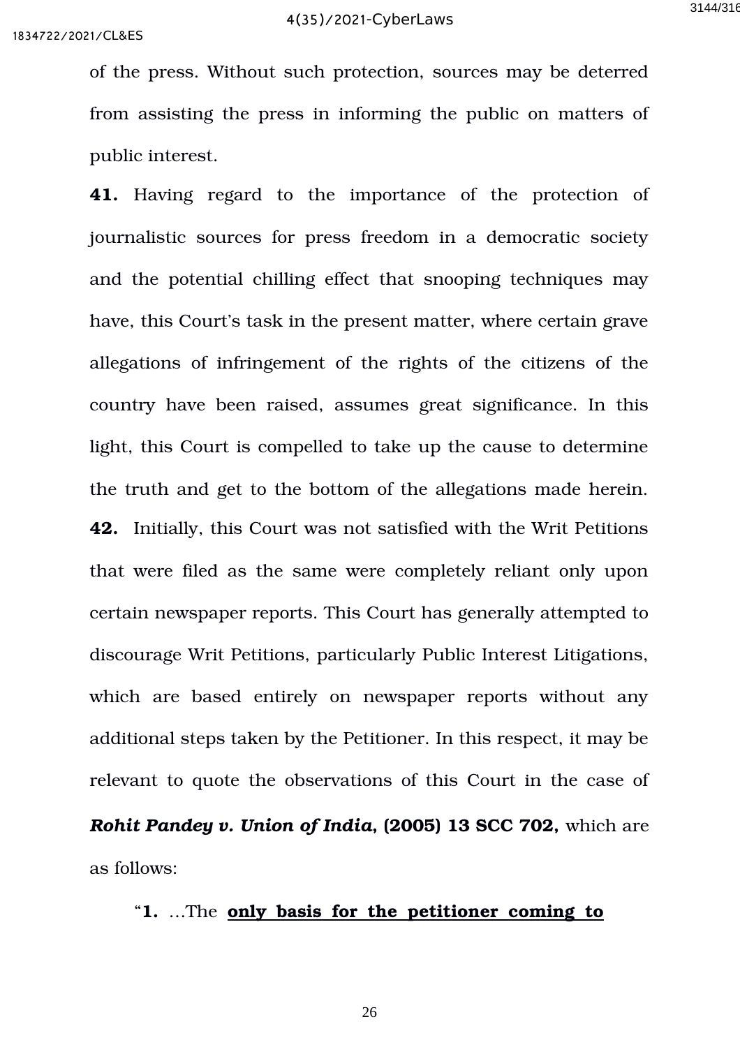of the press. Without such protection, sources may be deterred from assisting the press in informing the public on matters of public interest.

**41.** Having regard to the importance of the protection of journalistic sources for press freedom in a democratic society and the potential chilling effect that snooping techniques may have, this Court's task in the present matter, where certain grave allegations of infringement of the rights of the citizens of the country have been raised, assumes great significance. In this light, this Court is compelled to take up the cause to determine the truth and get to the bottom of the allegations made herein.

**42.** Initially, this Court was not satisfied with the Writ Petitions that were filed as the same were completely reliant only upon certain newspaper reports. This Court has generally attempted to discourage Writ Petitions, particularly Public Interest Litigations, which are based entirely on newspaper reports without any additional steps taken by the Petitioner. In this respect, it may be relevant to quote the observations of this Court in the case of ***Rohit Pandey v. Union of India*, (2005) 13 SCC 702,** which are as follows:

> "**1.** …The **only basis for the petitioner coming to**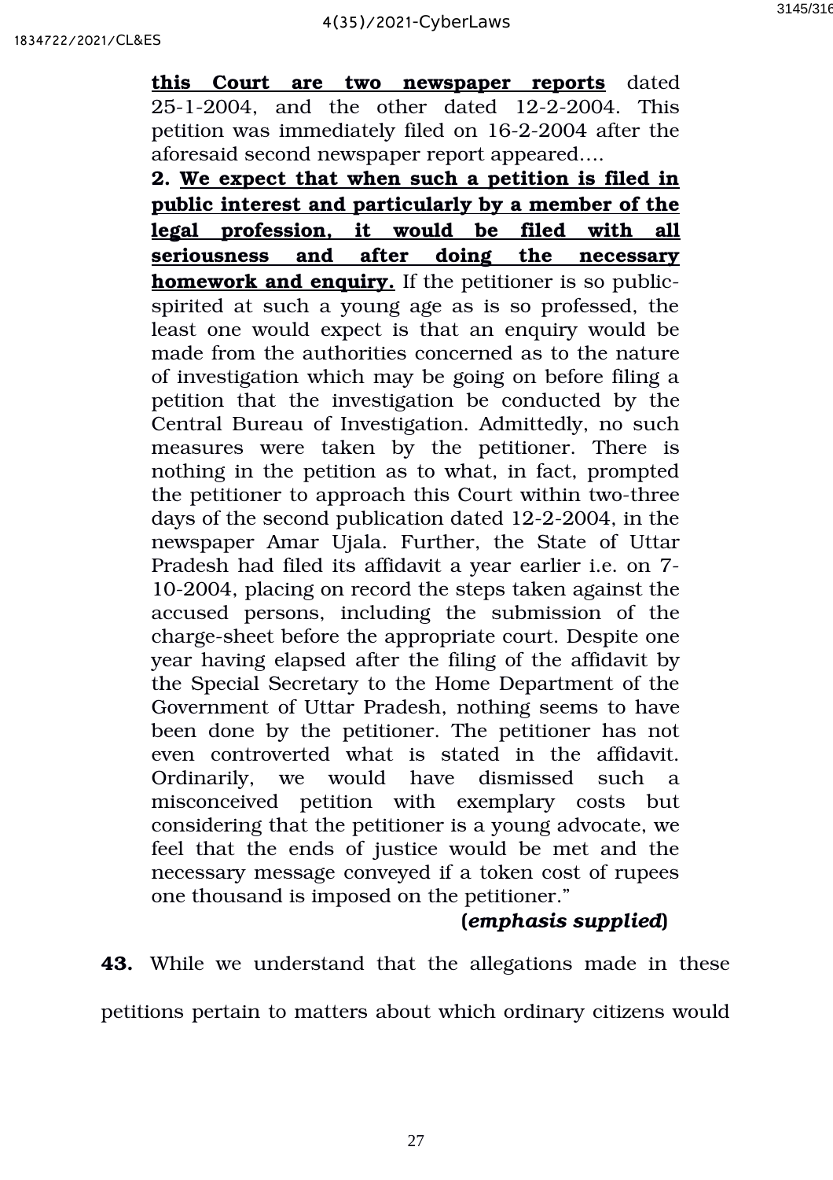**this Court are two newspaper reports** dated 25-1-2004, and the other dated 12-2-2004. This petition was immediately filed on 16-2-2004 after the aforesaid second newspaper report appeared….

**2. We expect that when such a petition is filed in public interest and particularly by a member of the legal profession, it would be filed with all seriousness and after doing the necessary homework and enquiry.** If the petitioner is so public-spirited at such a young age as is so professed, the least one would expect is that an enquiry would be made from the authorities concerned as to the nature of investigation which may be going on before filing a petition that the investigation be conducted by the Central Bureau of Investigation. Admittedly, no such measures were taken by the petitioner. There is nothing in the petition as to what, in fact, prompted the petitioner to approach this Court within two-three days of the second publication dated 12-2-2004, in the newspaper Amar Ujala. Further, the State of Uttar Pradesh had filed its affidavit a year earlier i.e. on 7-10-2004, placing on record the steps taken against the accused persons, including the submission of the charge-sheet before the appropriate court. Despite one year having elapsed after the filing of the affidavit by the Special Secretary to the Home Department of the Government of Uttar Pradesh, nothing seems to have been done by the petitioner. The petitioner has not even controverted what is stated in the affidavit. Ordinarily, we would have dismissed such a misconceived petition with exemplary costs but considering that the petitioner is a young advocate, we feel that the ends of justice would be met and the necessary message conveyed if a token cost of rupees one thousand is imposed on the petitioner."

**(*emphasis supplied*)**

**43.** While we understand that the allegations made in these petitions pertain to matters about which ordinary citizens would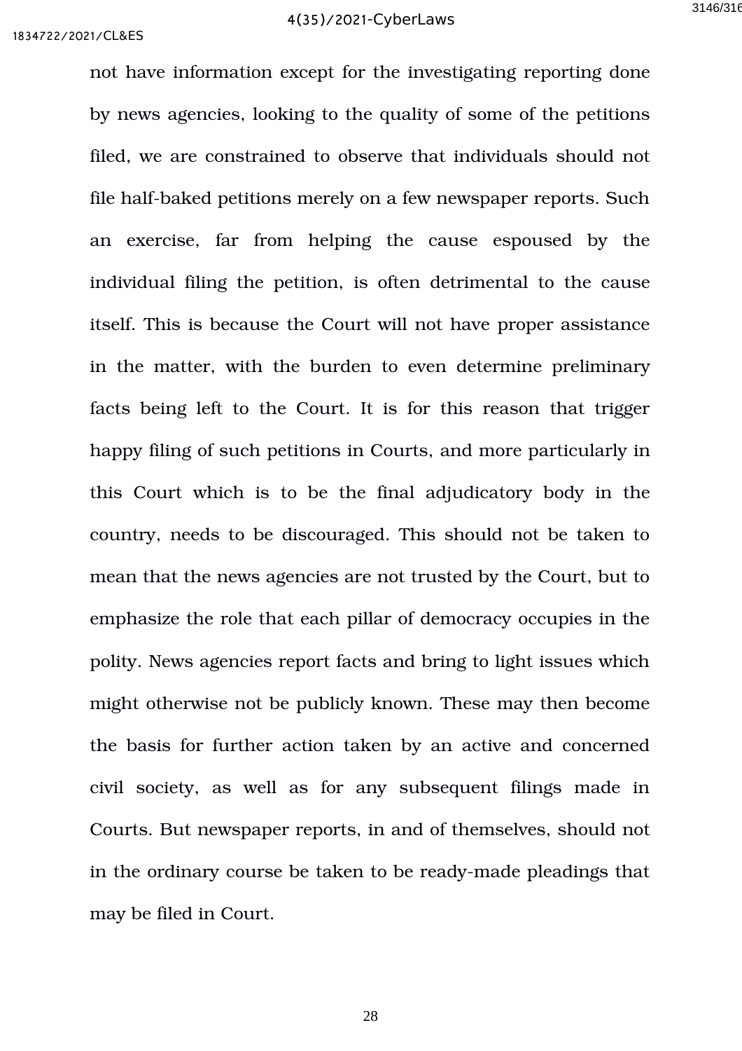not have information except for the investigating reporting done by news agencies, looking to the quality of some of the petitions filed, we are constrained to observe that individuals should not file half-baked petitions merely on a few newspaper reports. Such an exercise, far from helping the cause espoused by the individual filing the petition, is often detrimental to the cause itself. This is because the Court will not have proper assistance in the matter, with the burden to even determine preliminary facts being left to the Court. It is for this reason that trigger happy filing of such petitions in Courts, and more particularly in this Court which is to be the final adjudicatory body in the country, needs to be discouraged. This should not be taken to mean that the news agencies are not trusted by the Court, but to emphasize the role that each pillar of democracy occupies in the polity. News agencies report facts and bring to light issues which might otherwise not be publicly known. These may then become the basis for further action taken by an active and concerned civil society, as well as for any subsequent filings made in Courts. But newspaper reports, in and of themselves, should not in the ordinary course be taken to be ready-made pleadings that may be filed in Court.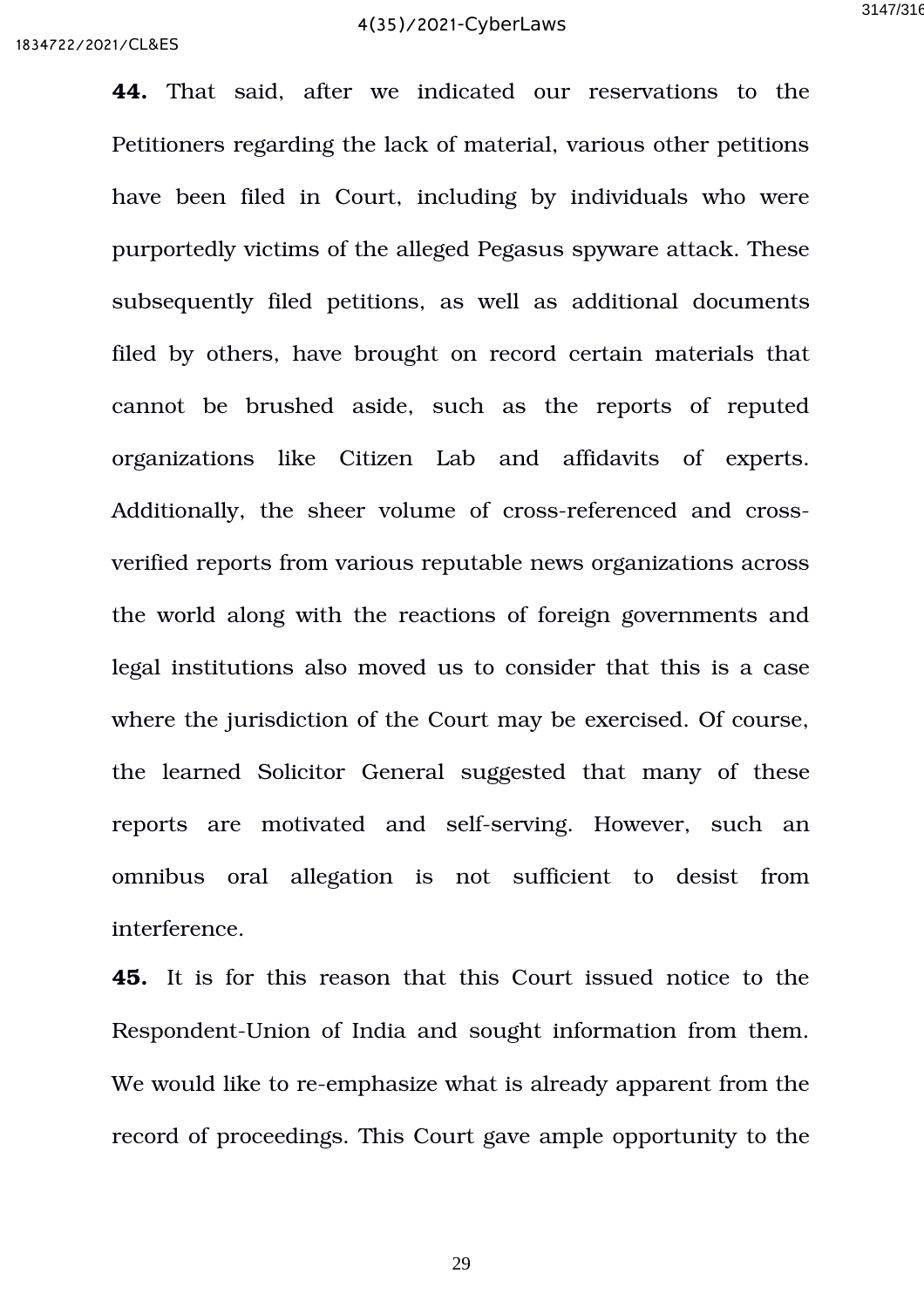**44.** That said, after we indicated our reservations to the Petitioners regarding the lack of material, various other petitions have been filed in Court, including by individuals who were purportedly victims of the alleged Pegasus spyware attack. These subsequently filed petitions, as well as additional documents filed by others, have brought on record certain materials that cannot be brushed aside, such as the reports of reputed organizations like Citizen Lab and affidavits of experts. Additionally, the sheer volume of cross-referenced and cross-verified reports from various reputable news organizations across the world along with the reactions of foreign governments and legal institutions also moved us to consider that this is a case where the jurisdiction of the Court may be exercised. Of course, the learned Solicitor General suggested that many of these reports are motivated and self-serving. However, such an omnibus oral allegation is not sufficient to desist from interference.

**45.** It is for this reason that this Court issued notice to the Respondent-Union of India and sought information from them. We would like to re-emphasize what is already apparent from the record of proceedings. This Court gave ample opportunity to the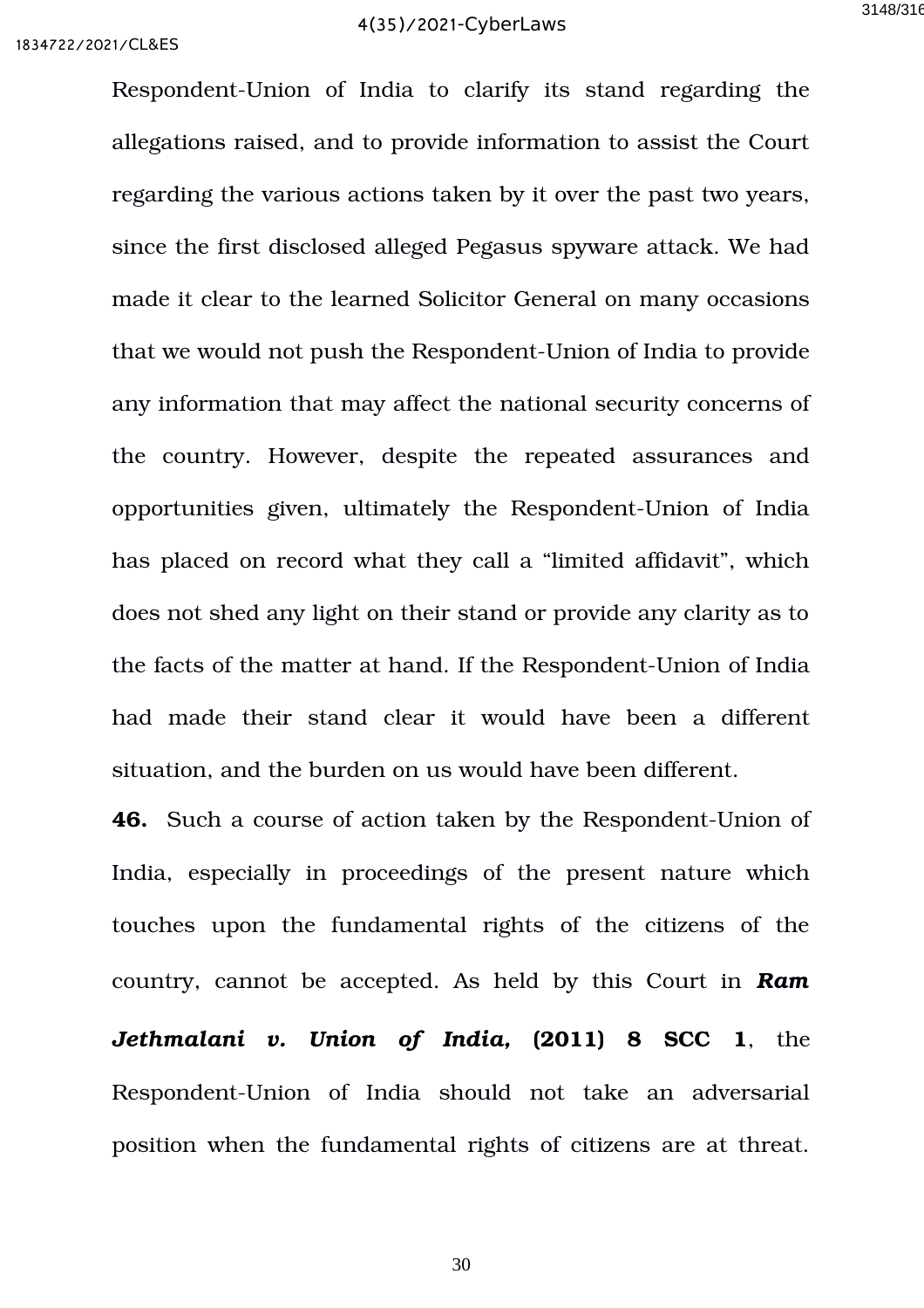Respondent-Union of India to clarify its stand regarding the allegations raised, and to provide information to assist the Court regarding the various actions taken by it over the past two years, since the first disclosed alleged Pegasus spyware attack. We had made it clear to the learned Solicitor General on many occasions that we would not push the Respondent-Union of India to provide any information that may affect the national security concerns of the country. However, despite the repeated assurances and opportunities given, ultimately the Respondent-Union of India has placed on record what they call a "limited affidavit", which does not shed any light on their stand or provide any clarity as to the facts of the matter at hand. If the Respondent-Union of India had made their stand clear it would have been a different situation, and the burden on us would have been different.

**46.** Such a course of action taken by the Respondent-Union of India, especially in proceedings of the present nature which touches upon the fundamental rights of the citizens of the country, cannot be accepted. As held by this Court in ***Ram Jethmalani v. Union of India,* (2011) 8 SCC 1**, the Respondent-Union of India should not take an adversarial position when the fundamental rights of citizens are at threat.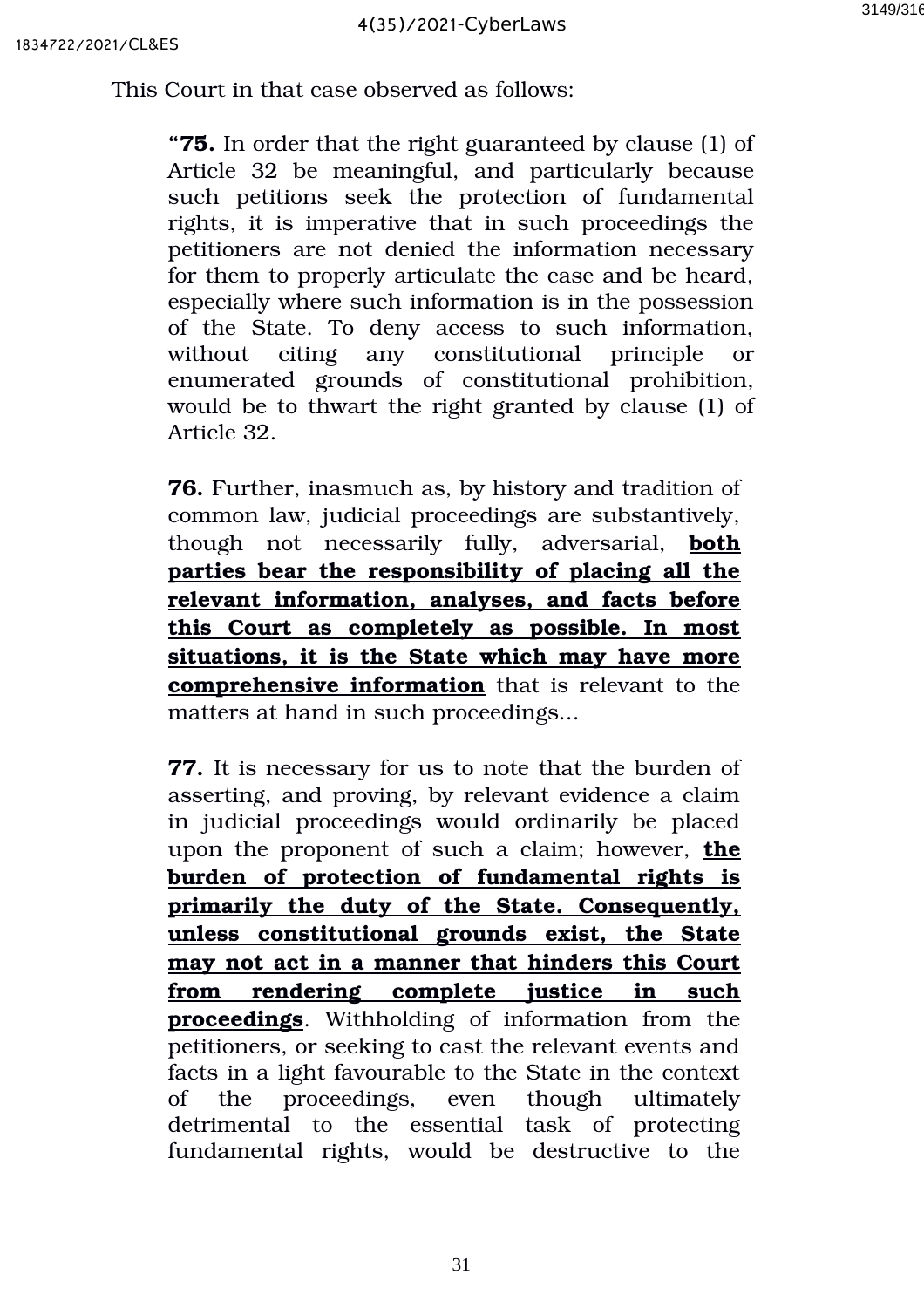This Court in that case observed as follows:

> "**75.** In order that the right guaranteed by clause (1) of Article 32 be meaningful, and particularly because such petitions seek the protection of fundamental rights, it is imperative that in such proceedings the petitioners are not denied the information necessary for them to properly articulate the case and be heard, especially where such information is in the possession of the State. To deny access to such information, without citing any constitutional principle or enumerated grounds of constitutional prohibition, would be to thwart the right granted by clause (1) of Article 32.
>
> **76.** Further, inasmuch as, by history and tradition of common law, judicial proceedings are substantively, though not necessarily fully, adversarial, **<u>both parties bear the responsibility of placing all the relevant information, analyses, and facts before this Court as completely as possible. In most situations, it is the State which may have more comprehensive information</u>** that is relevant to the matters at hand in such proceedings...
>
> **77.** It is necessary for us to note that the burden of asserting, and proving, by relevant evidence a claim in judicial proceedings would ordinarily be placed upon the proponent of such a claim; however, **<u>the burden of protection of fundamental rights is primarily the duty of the State. Consequently, unless constitutional grounds exist, the State may not act in a manner that hinders this Court from rendering complete justice in such proceedings</u>**. Withholding of information from the petitioners, or seeking to cast the relevant events and facts in a light favourable to the State in the context of the proceedings, even though ultimately detrimental to the essential task of protecting fundamental rights, would be destructive to the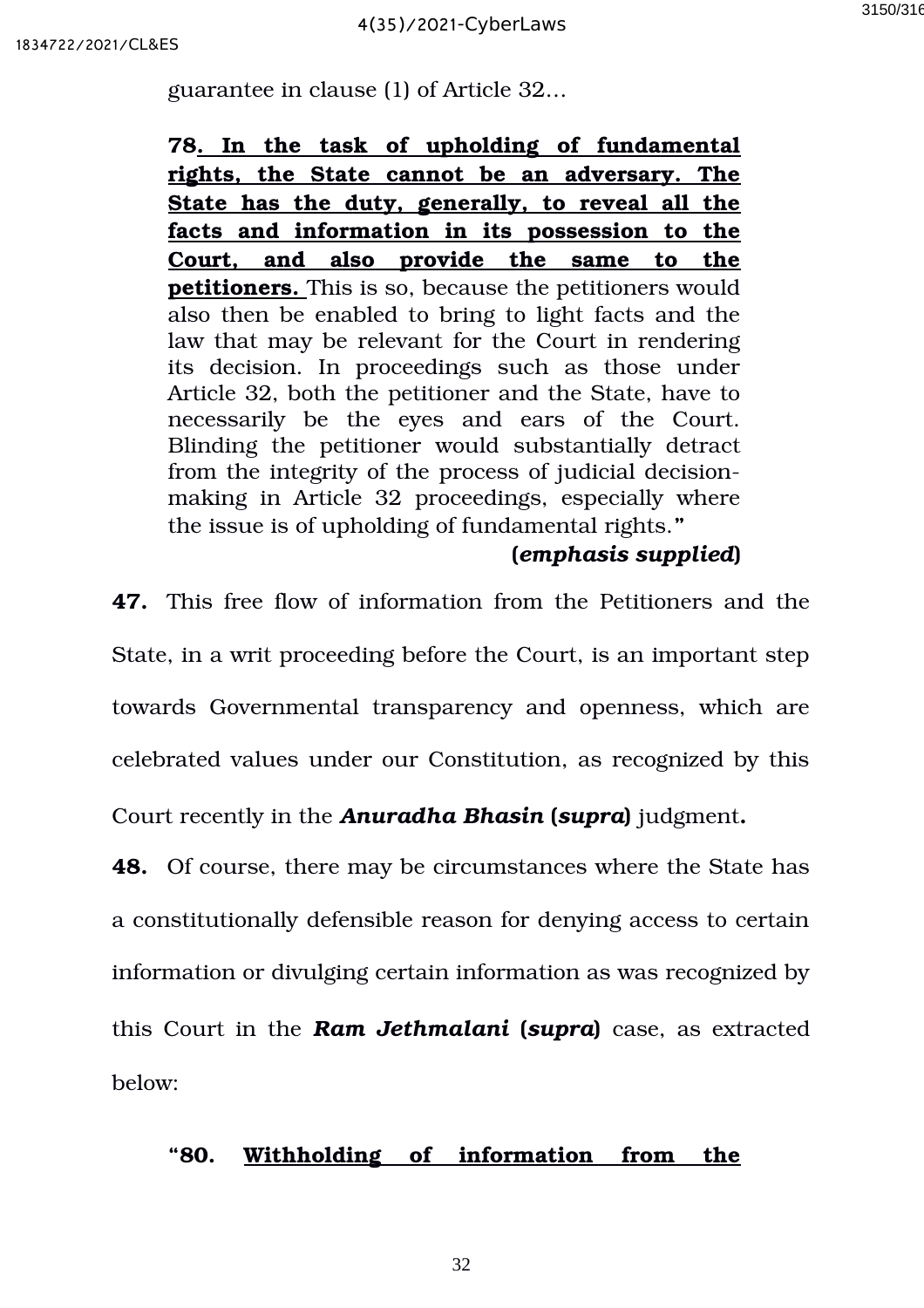guarantee in clause (1) of Article 32…

> **78. <u>In the task of upholding of fundamental rights, the State cannot be an adversary. The State has the duty, generally, to reveal all the facts and information in its possession to the Court, and also provide the same to the petitioners.</u>** This is so, because the petitioners would also then be enabled to bring to light facts and the law that may be relevant for the Court in rendering its decision. In proceedings such as those under Article 32, both the petitioner and the State, have to necessarily be the eyes and ears of the Court. Blinding the petitioner would substantially detract from the integrity of the process of judicial decision-making in Article 32 proceedings, especially where the issue is of upholding of fundamental rights.**"**
>
> **(*emphasis supplied*)**

**47.** This free flow of information from the Petitioners and the State, in a writ proceeding before the Court, is an important step towards Governmental transparency and openness, which are celebrated values under our Constitution, as recognized by this Court recently in the ***Anuradha Bhasin* (*supra*)** judgment**.**

**48.** Of course, there may be circumstances where the State has a constitutionally defensible reason for denying access to certain information or divulging certain information as was recognized by this Court in the ***Ram Jethmalani* (*supra*)** case, as extracted below:

> **"80. <u>Withholding of information from the</u>**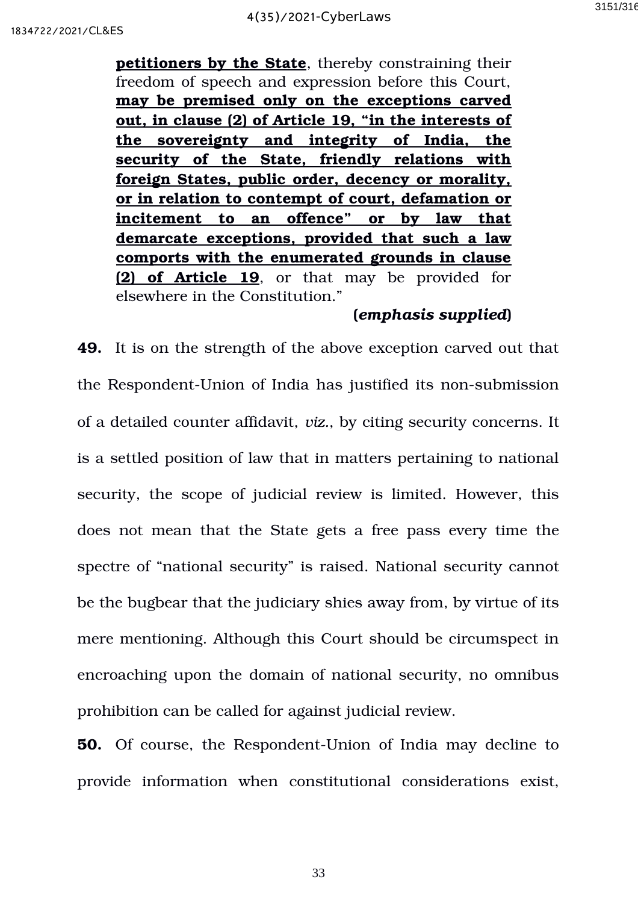> **petitioners by the State**, thereby constraining their freedom of speech and expression before this Court, **may be premised only on the exceptions carved out, in clause (2) of Article 19, "in the interests of the sovereignty and integrity of India, the security of the State, friendly relations with foreign States, public order, decency or morality, or in relation to contempt of court, defamation or incitement to an offence" or by law that demarcate exceptions, provided that such a law comports with the enumerated grounds in clause (2) of Article 19**, or that may be provided for elsewhere in the Constitution."
>
> **(*emphasis supplied*)**

**49.** It is on the strength of the above exception carved out that the Respondent-Union of India has justified its non-submission of a detailed counter affidavit, *viz.*, by citing security concerns. It is a settled position of law that in matters pertaining to national security, the scope of judicial review is limited. However, this does not mean that the State gets a free pass every time the spectre of "national security" is raised. National security cannot be the bugbear that the judiciary shies away from, by virtue of its mere mentioning. Although this Court should be circumspect in encroaching upon the domain of national security, no omnibus prohibition can be called for against judicial review.

**50.** Of course, the Respondent-Union of India may decline to provide information when constitutional considerations exist,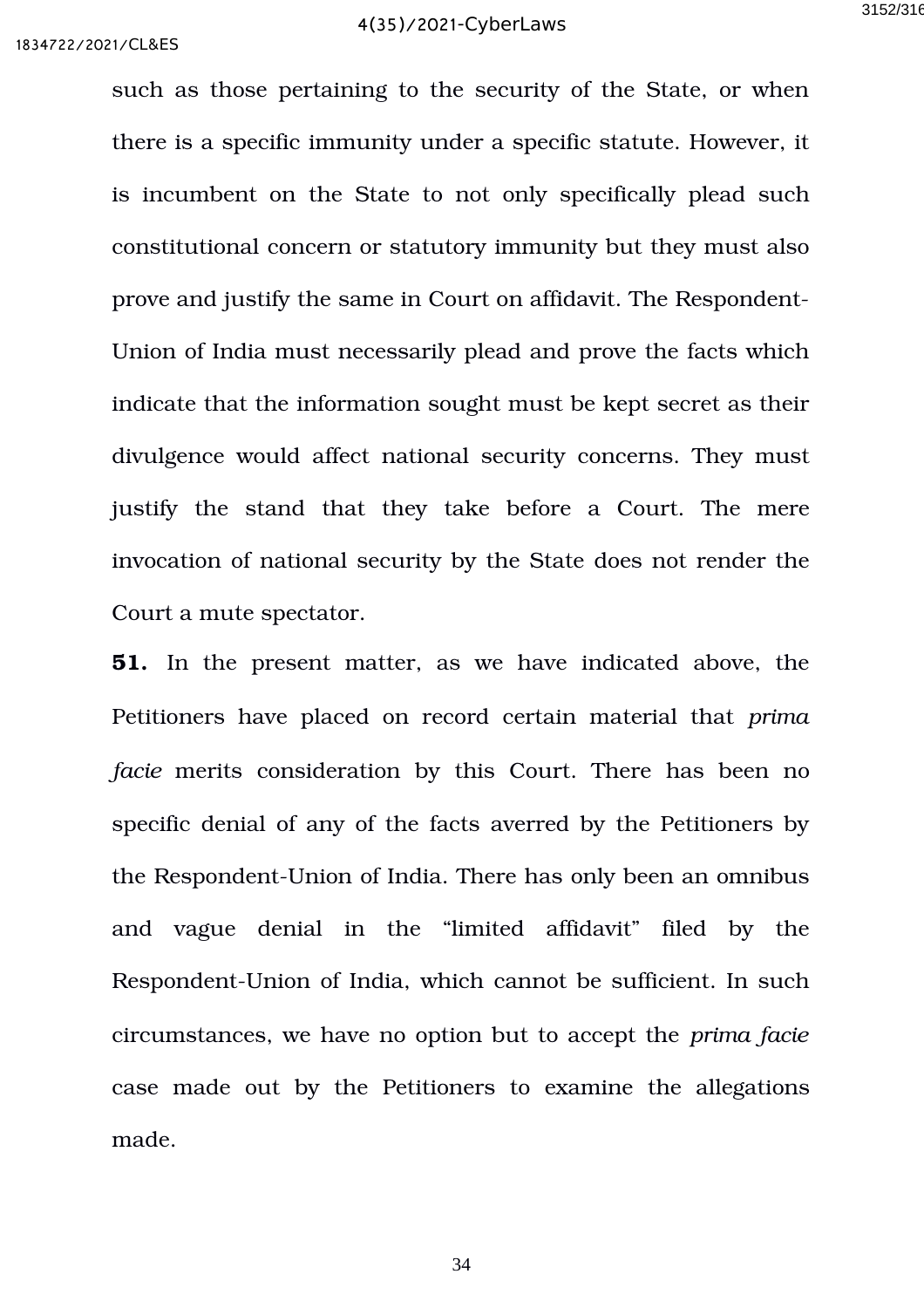such as those pertaining to the security of the State, or when there is a specific immunity under a specific statute. However, it is incumbent on the State to not only specifically plead such constitutional concern or statutory immunity but they must also prove and justify the same in Court on affidavit. The Respondent-Union of India must necessarily plead and prove the facts which indicate that the information sought must be kept secret as their divulgence would affect national security concerns. They must justify the stand that they take before a Court. The mere invocation of national security by the State does not render the Court a mute spectator.

**51.** In the present matter, as we have indicated above, the Petitioners have placed on record certain material that *prima facie* merits consideration by this Court. There has been no specific denial of any of the facts averred by the Petitioners by the Respondent-Union of India. There has only been an omnibus and vague denial in the "limited affidavit" filed by the Respondent-Union of India, which cannot be sufficient. In such circumstances, we have no option but to accept the *prima facie* case made out by the Petitioners to examine the allegations made.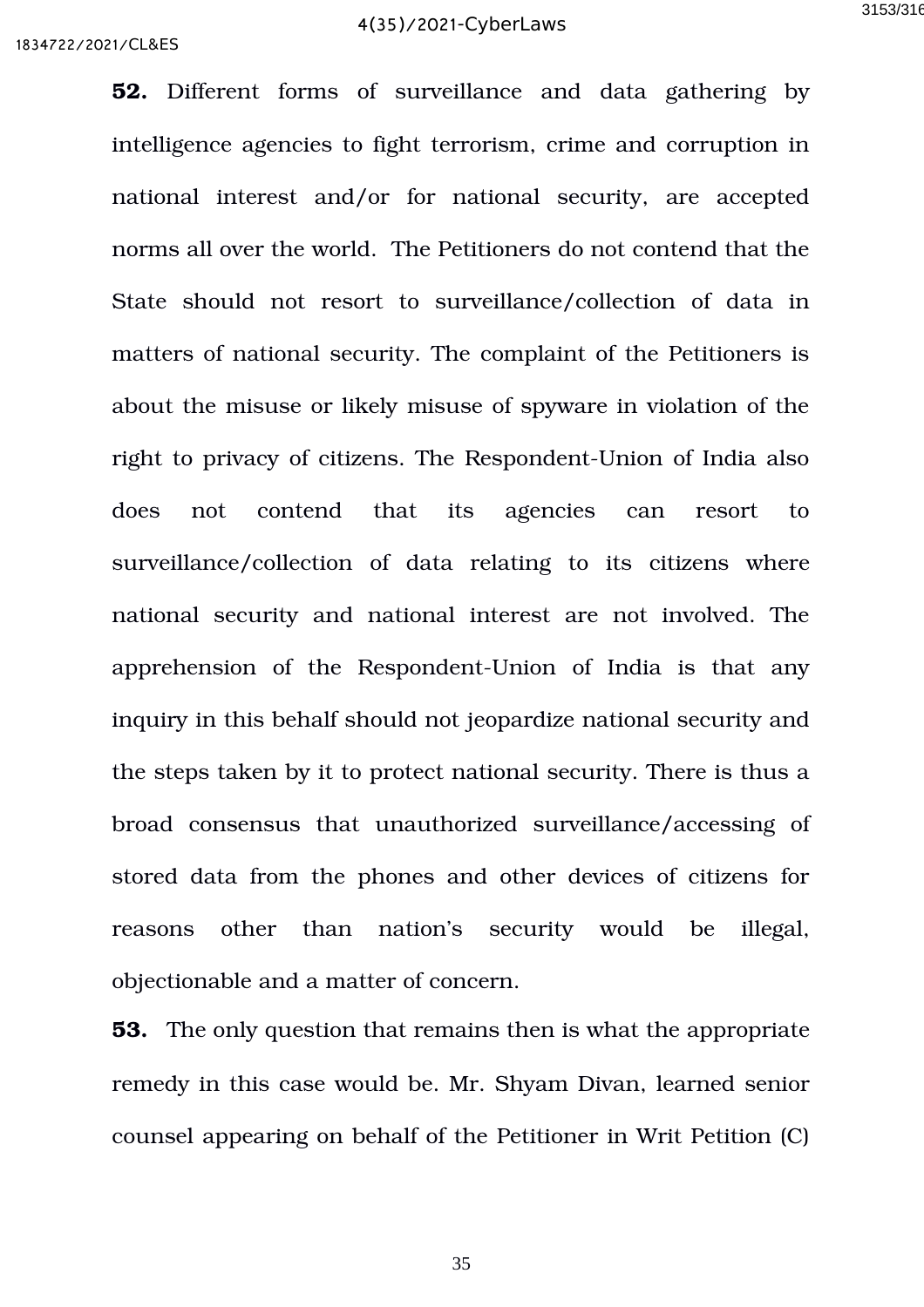**52.** Different forms of surveillance and data gathering by intelligence agencies to fight terrorism, crime and corruption in national interest and/or for national security, are accepted norms all over the world. The Petitioners do not contend that the State should not resort to surveillance/collection of data in matters of national security. The complaint of the Petitioners is about the misuse or likely misuse of spyware in violation of the right to privacy of citizens. The Respondent-Union of India also does not contend that its agencies can resort to surveillance/collection of data relating to its citizens where national security and national interest are not involved. The apprehension of the Respondent-Union of India is that any inquiry in this behalf should not jeopardize national security and the steps taken by it to protect national security. There is thus a broad consensus that unauthorized surveillance/accessing of stored data from the phones and other devices of citizens for reasons other than nation's security would be illegal, objectionable and a matter of concern.

**53.** The only question that remains then is what the appropriate remedy in this case would be. Mr. Shyam Divan, learned senior counsel appearing on behalf of the Petitioner in Writ Petition (C)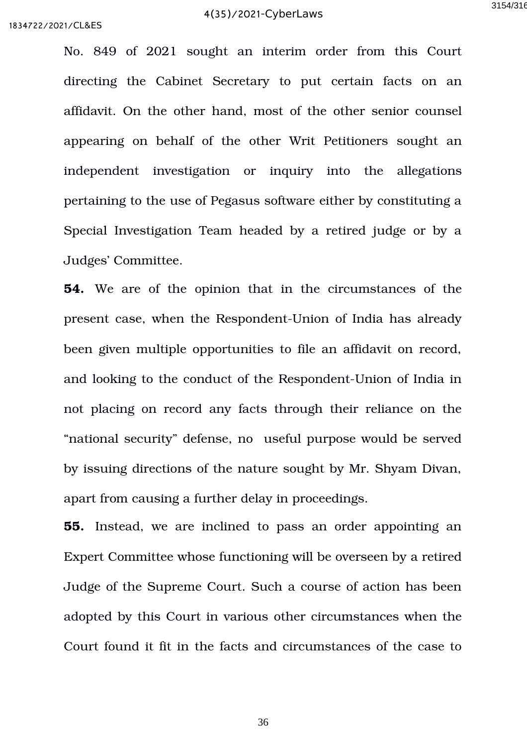No. 849 of 2021 sought an interim order from this Court directing the Cabinet Secretary to put certain facts on an affidavit. On the other hand, most of the other senior counsel appearing on behalf of the other Writ Petitioners sought an independent investigation or inquiry into the allegations pertaining to the use of Pegasus software either by constituting a Special Investigation Team headed by a retired judge or by a Judges' Committee.

**54.** We are of the opinion that in the circumstances of the present case, when the Respondent-Union of India has already been given multiple opportunities to file an affidavit on record, and looking to the conduct of the Respondent-Union of India in not placing on record any facts through their reliance on the "national security" defense, no useful purpose would be served by issuing directions of the nature sought by Mr. Shyam Divan, apart from causing a further delay in proceedings.

**55.** Instead, we are inclined to pass an order appointing an Expert Committee whose functioning will be overseen by a retired Judge of the Supreme Court. Such a course of action has been adopted by this Court in various other circumstances when the Court found it fit in the facts and circumstances of the case to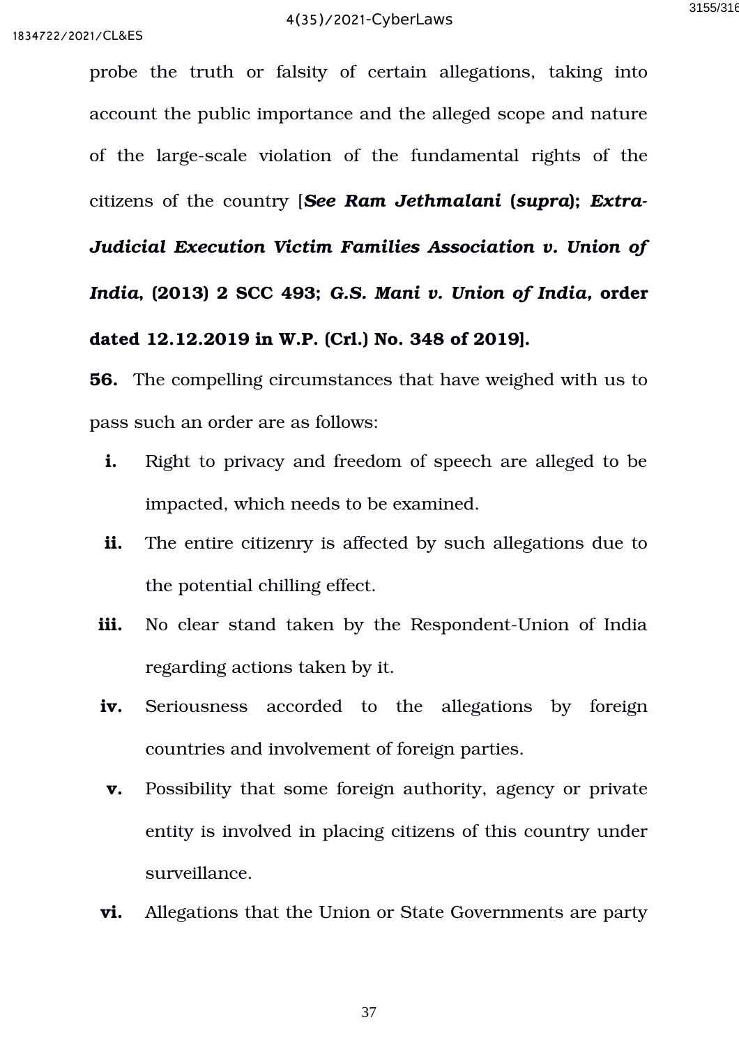probe the truth or falsity of certain allegations, taking into account the public importance and the alleged scope and nature of the large-scale violation of the fundamental rights of the citizens of the country [***See Ram Jethmalani* (*supra*); *Extra-Judicial Execution Victim Families Association v. Union of India*, (2013) 2 SCC 493; *G.S. Mani v. Union of India,* order dated 12.12.2019 in W.P. (Crl.) No. 348 of 2019].**

**56.** The compelling circumstances that have weighed with us to pass such an order are as follows:

- **i.** Right to privacy and freedom of speech are alleged to be impacted, which needs to be examined.
- **ii.** The entire citizenry is affected by such allegations due to the potential chilling effect.
- **iii.** No clear stand taken by the Respondent-Union of India regarding actions taken by it.
- **iv.** Seriousness accorded to the allegations by foreign countries and involvement of foreign parties.
- **v.** Possibility that some foreign authority, agency or private entity is involved in placing citizens of this country under surveillance.
- **vi.** Allegations that the Union or State Governments are party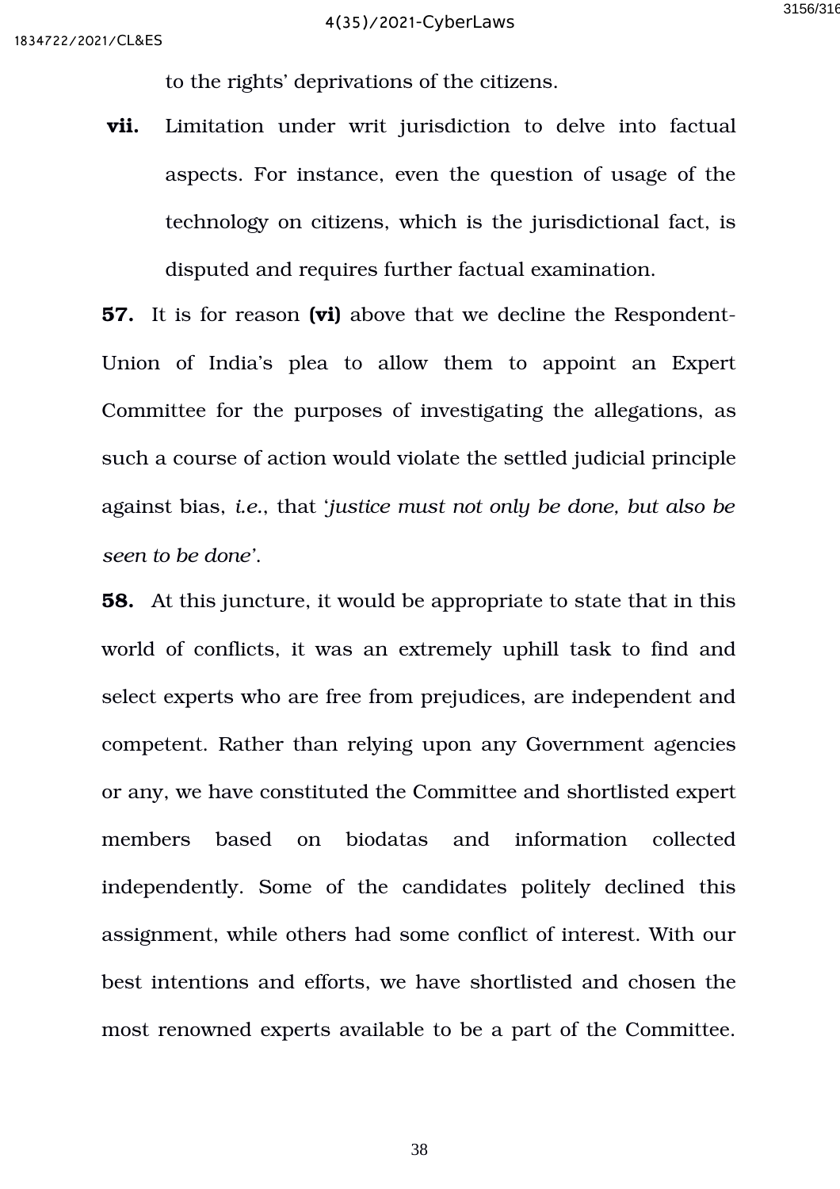to the rights' deprivations of the citizens.

**vii.** Limitation under writ jurisdiction to delve into factual aspects. For instance, even the question of usage of the technology on citizens, which is the jurisdictional fact, is disputed and requires further factual examination.

**57.** It is for reason **(vi)** above that we decline the Respondent-Union of India's plea to allow them to appoint an Expert Committee for the purposes of investigating the allegations, as such a course of action would violate the settled judicial principle against bias, *i.e.*, that '*justice must not only be done, but also be seen to be done*'.

**58.** At this juncture, it would be appropriate to state that in this world of conflicts, it was an extremely uphill task to find and select experts who are free from prejudices, are independent and competent. Rather than relying upon any Government agencies or any, we have constituted the Committee and shortlisted expert members based on biodatas and information collected independently. Some of the candidates politely declined this assignment, while others had some conflict of interest. With our best intentions and efforts, we have shortlisted and chosen the most renowned experts available to be a part of the Committee.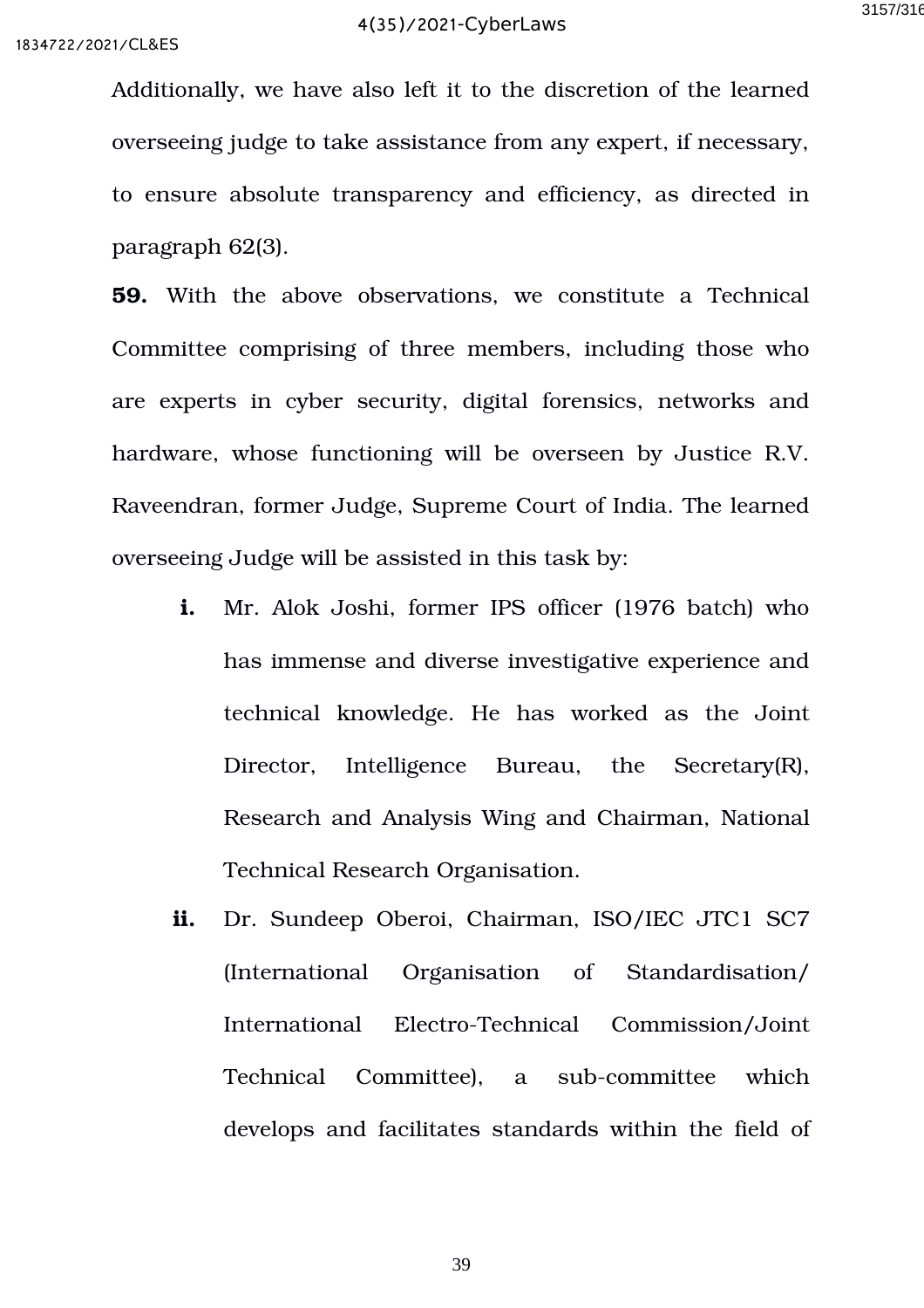Additionally, we have also left it to the discretion of the learned overseeing judge to take assistance from any expert, if necessary, to ensure absolute transparency and efficiency, as directed in paragraph 62(3).

**59.** With the above observations, we constitute a Technical Committee comprising of three members, including those who are experts in cyber security, digital forensics, networks and hardware, whose functioning will be overseen by Justice R.V. Raveendran, former Judge, Supreme Court of India. The learned overseeing Judge will be assisted in this task by:

**i.** Mr. Alok Joshi, former IPS officer (1976 batch) who has immense and diverse investigative experience and technical knowledge. He has worked as the Joint Director, Intelligence Bureau, the Secretary(R), Research and Analysis Wing and Chairman, National Technical Research Organisation.

**ii.** Dr. Sundeep Oberoi, Chairman, ISO/IEC JTC1 SC7 (International Organisation of Standardisation/ International Electro-Technical Commission/Joint Technical Committee), a sub-committee which develops and facilitates standards within the field of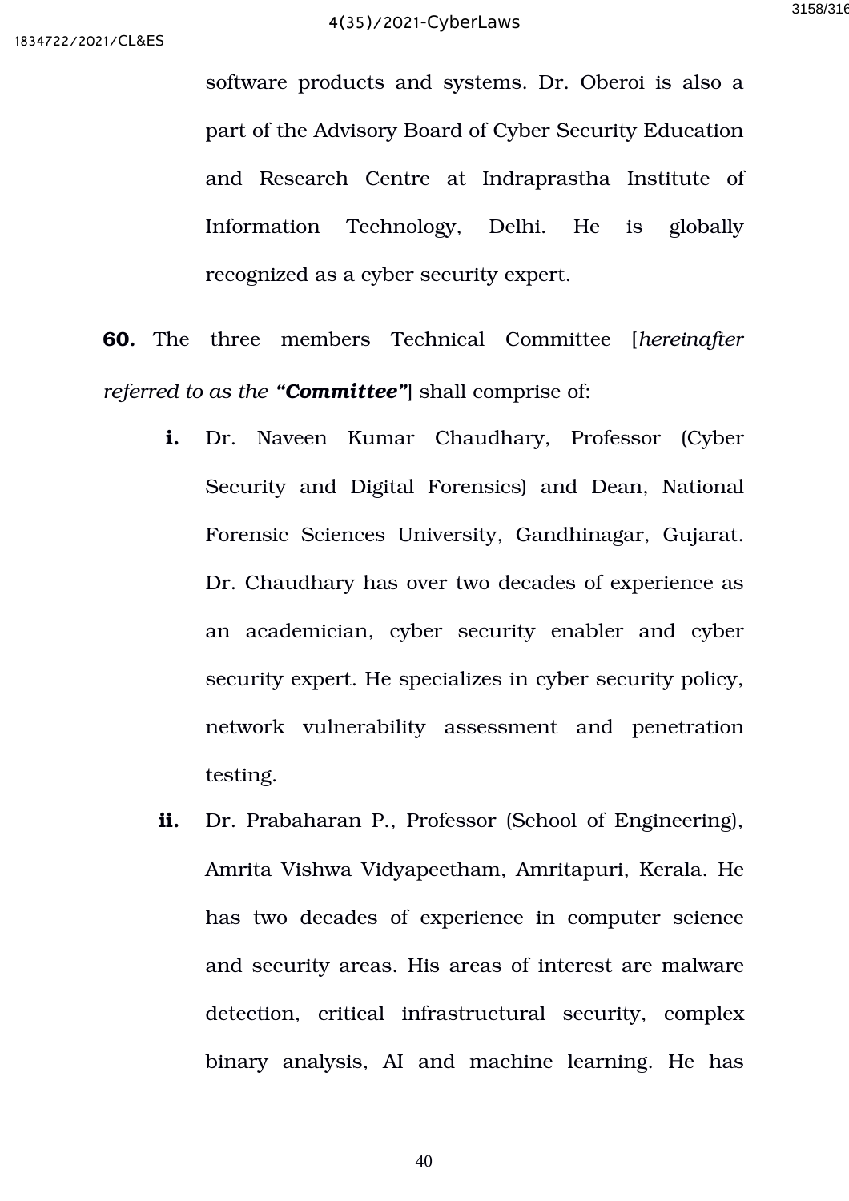software products and systems. Dr. Oberoi is also a part of the Advisory Board of Cyber Security Education and Research Centre at Indraprastha Institute of Information Technology, Delhi. He is globally recognized as a cyber security expert.

**60.** The three members Technical Committee [*hereinafter referred to as the* ***"Committee"***] shall comprise of:

**i.** Dr. Naveen Kumar Chaudhary, Professor (Cyber Security and Digital Forensics) and Dean, National Forensic Sciences University, Gandhinagar, Gujarat. Dr. Chaudhary has over two decades of experience as an academician, cyber security enabler and cyber security expert. He specializes in cyber security policy, network vulnerability assessment and penetration testing.

**ii.** Dr. Prabaharan P., Professor (School of Engineering), Amrita Vishwa Vidyapeetham, Amritapuri, Kerala. He has two decades of experience in computer science and security areas. His areas of interest are malware detection, critical infrastructural security, complex binary analysis, AI and machine learning. He has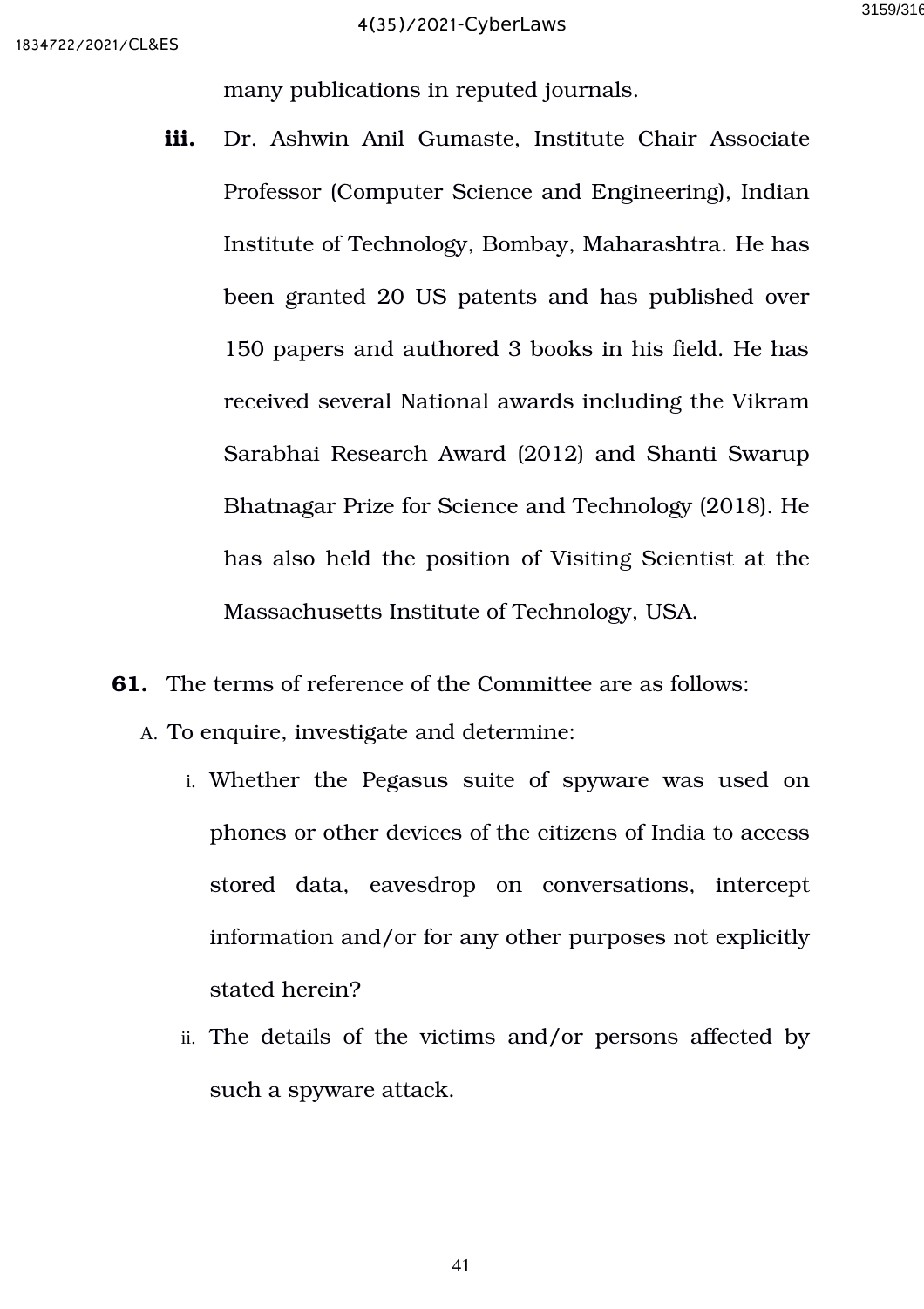many publications in reputed journals.

**iii.** Dr. Ashwin Anil Gumaste, Institute Chair Associate Professor (Computer Science and Engineering), Indian Institute of Technology, Bombay, Maharashtra. He has been granted 20 US patents and has published over 150 papers and authored 3 books in his field. He has received several National awards including the Vikram Sarabhai Research Award (2012) and Shanti Swarup Bhatnagar Prize for Science and Technology (2018). He has also held the position of Visiting Scientist at the Massachusetts Institute of Technology, USA.

**61.** The terms of reference of the Committee are as follows:

A. To enquire, investigate and determine:

i. Whether the Pegasus suite of spyware was used on phones or other devices of the citizens of India to access stored data, eavesdrop on conversations, intercept information and/or for any other purposes not explicitly stated herein?

ii. The details of the victims and/or persons affected by such a spyware attack.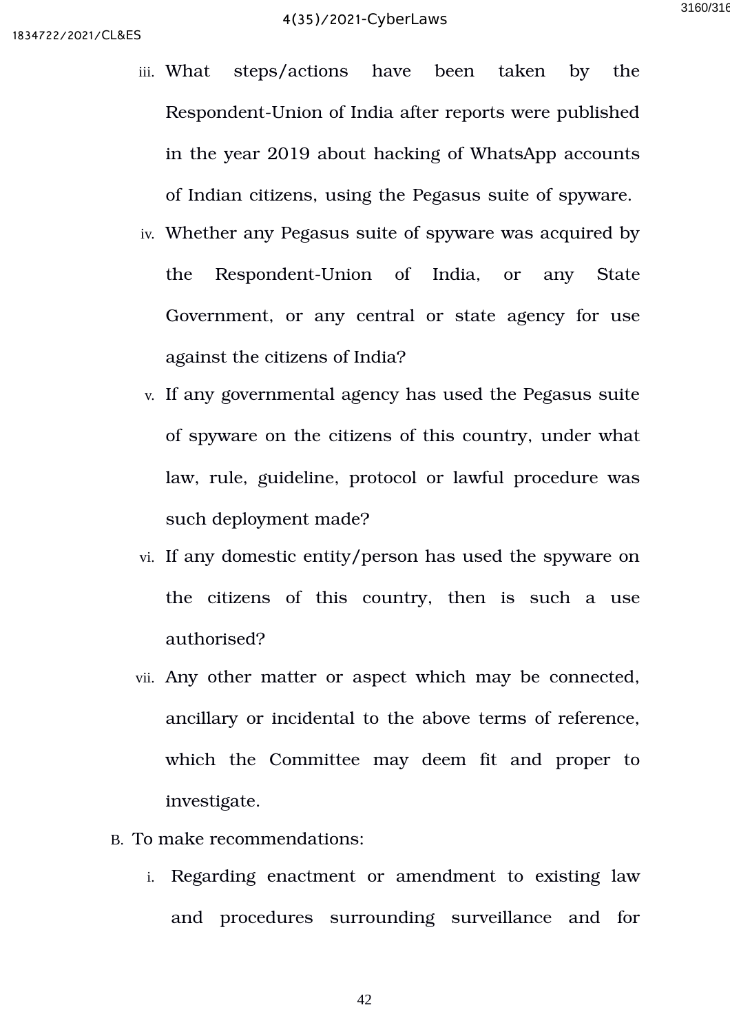iii. What steps/actions have been taken by the Respondent-Union of India after reports were published in the year 2019 about hacking of WhatsApp accounts of Indian citizens, using the Pegasus suite of spyware.

iv. Whether any Pegasus suite of spyware was acquired by the Respondent-Union of India, or any State Government, or any central or state agency for use against the citizens of India?

v. If any governmental agency has used the Pegasus suite of spyware on the citizens of this country, under what law, rule, guideline, protocol or lawful procedure was such deployment made?

vi. If any domestic entity/person has used the spyware on the citizens of this country, then is such a use authorised?

vii. Any other matter or aspect which may be connected, ancillary or incidental to the above terms of reference, which the Committee may deem fit and proper to investigate.

B. To make recommendations:

i. Regarding enactment or amendment to existing law and procedures surrounding surveillance and for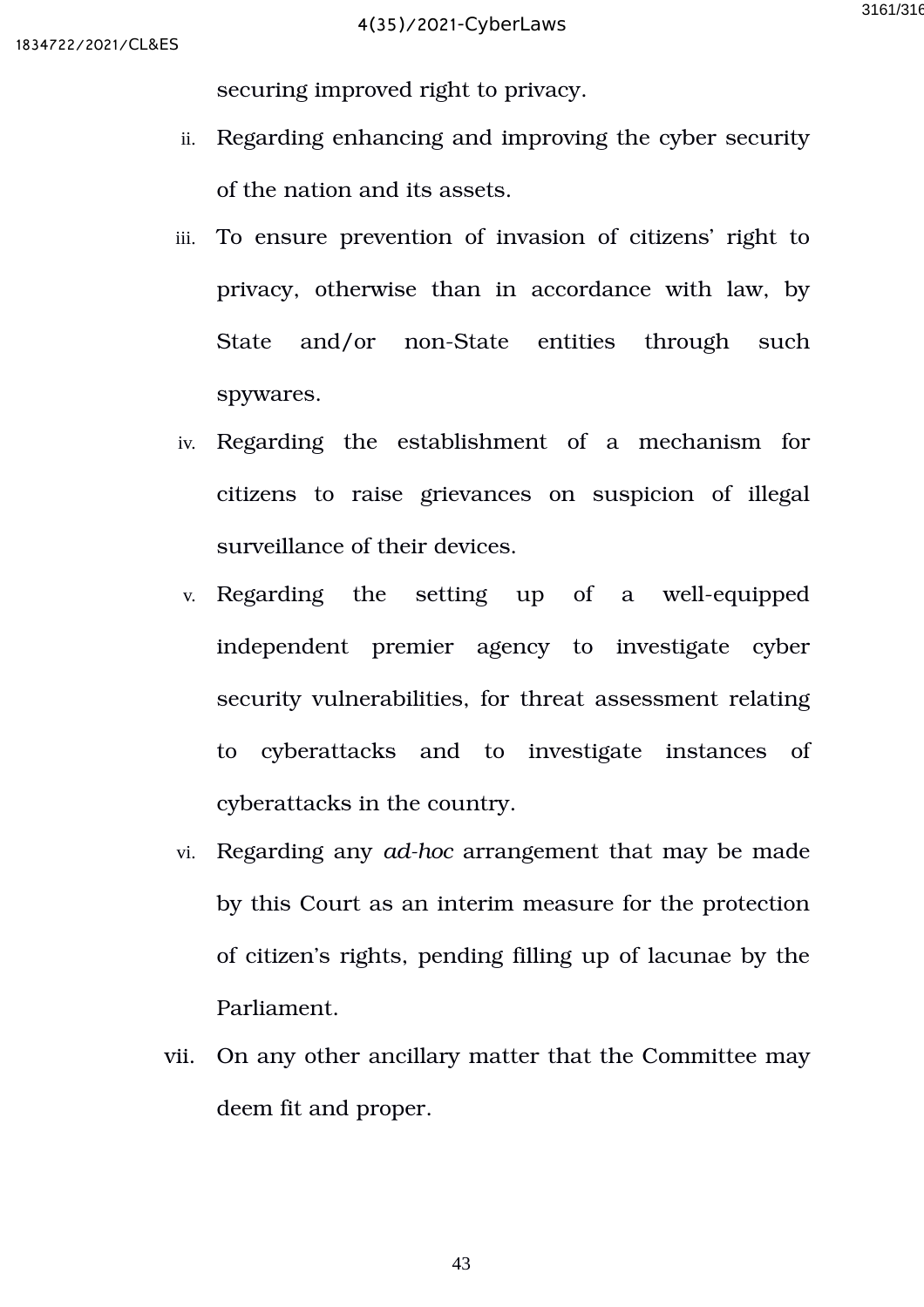securing improved right to privacy.

ii. Regarding enhancing and improving the cyber security of the nation and its assets.

iii. To ensure prevention of invasion of citizens' right to privacy, otherwise than in accordance with law, by State and/or non-State entities through such spywares.

iv. Regarding the establishment of a mechanism for citizens to raise grievances on suspicion of illegal surveillance of their devices.

v. Regarding the setting up of a well-equipped independent premier agency to investigate cyber security vulnerabilities, for threat assessment relating to cyberattacks and to investigate instances of cyberattacks in the country.

vi. Regarding any *ad-hoc* arrangement that may be made by this Court as an interim measure for the protection of citizen's rights, pending filling up of lacunae by the Parliament.

vii. On any other ancillary matter that the Committee may deem fit and proper.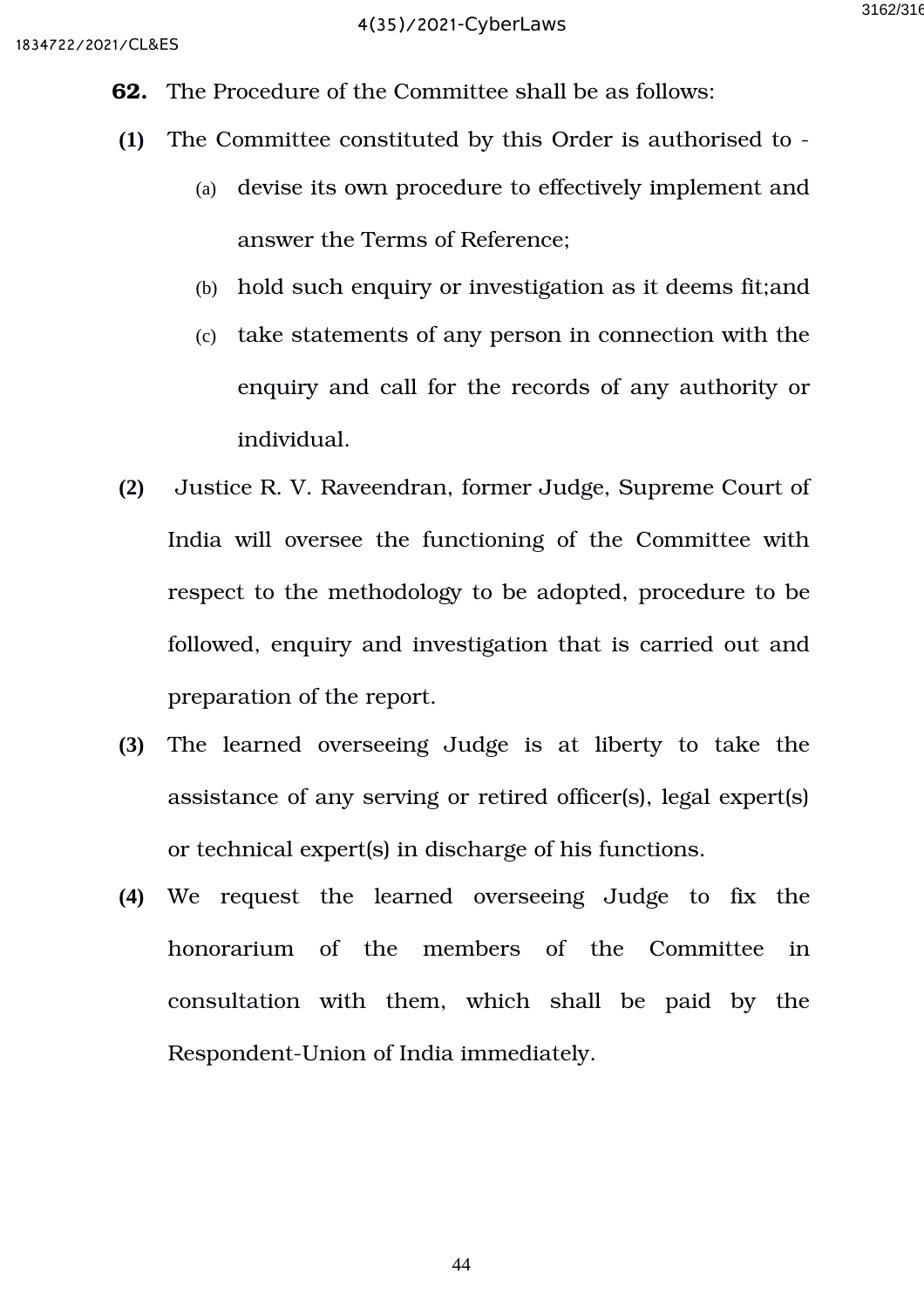**62.** The Procedure of the Committee shall be as follows:

**(1)** The Committee constituted by this Order is authorised to -

(a) devise its own procedure to effectively implement and answer the Terms of Reference;

(b) hold such enquiry or investigation as it deems fit;and

(c) take statements of any person in connection with the enquiry and call for the records of any authority or individual.

**(2)** Justice R. V. Raveendran, former Judge, Supreme Court of India will oversee the functioning of the Committee with respect to the methodology to be adopted, procedure to be followed, enquiry and investigation that is carried out and preparation of the report.

**(3)** The learned overseeing Judge is at liberty to take the assistance of any serving or retired officer(s), legal expert(s) or technical expert(s) in discharge of his functions.

**(4)** We request the learned overseeing Judge to fix the honorarium of the members of the Committee in consultation with them, which shall be paid by the Respondent-Union of India immediately.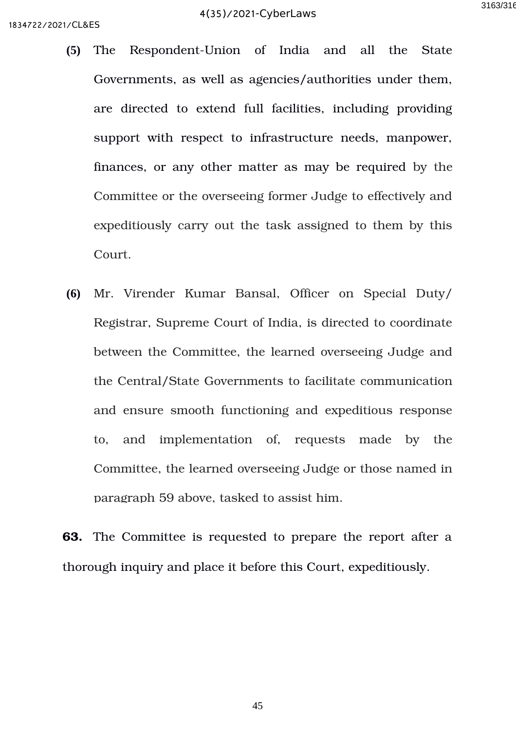**(5)** The Respondent-Union of India and all the State Governments, as well as agencies/authorities under them, are directed to extend full facilities, including providing support with respect to infrastructure needs, manpower, finances, or any other matter as may be required by the Committee or the overseeing former Judge to effectively and expeditiously carry out the task assigned to them by this Court.

**(6)** Mr. Virender Kumar Bansal, Officer on Special Duty/ Registrar, Supreme Court of India, is directed to coordinate between the Committee, the learned overseeing Judge and the Central/State Governments to facilitate communication and ensure smooth functioning and expeditious response to, and implementation of, requests made by the Committee, the learned overseeing Judge or those named in paragraph 59 above, tasked to assist him.

**63.** The Committee is requested to prepare the report after a thorough inquiry and place it before this Court, expeditiously.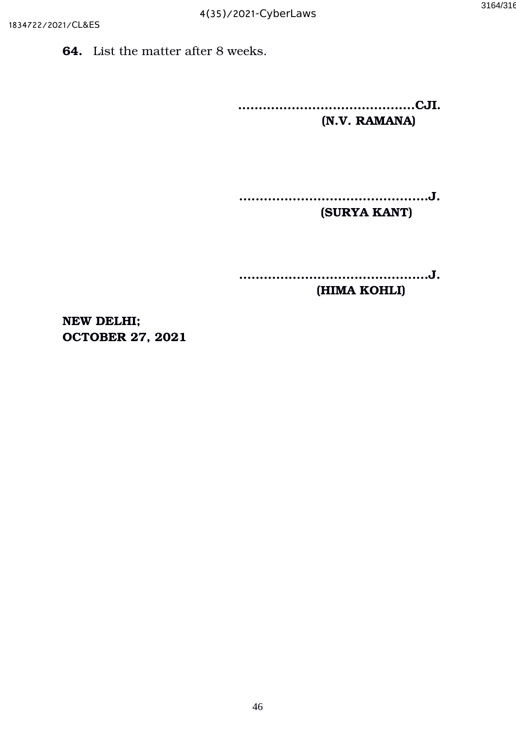**64.** List the matter after 8 weeks.

**...........................................CJI.**
**(N.V. RAMANA)**

**..............................................J.**
**(SURYA KANT)**

**..............................................J.**
**(HIMA KOHLI)**

**NEW DELHI;**
**OCTOBER 27, 2021**